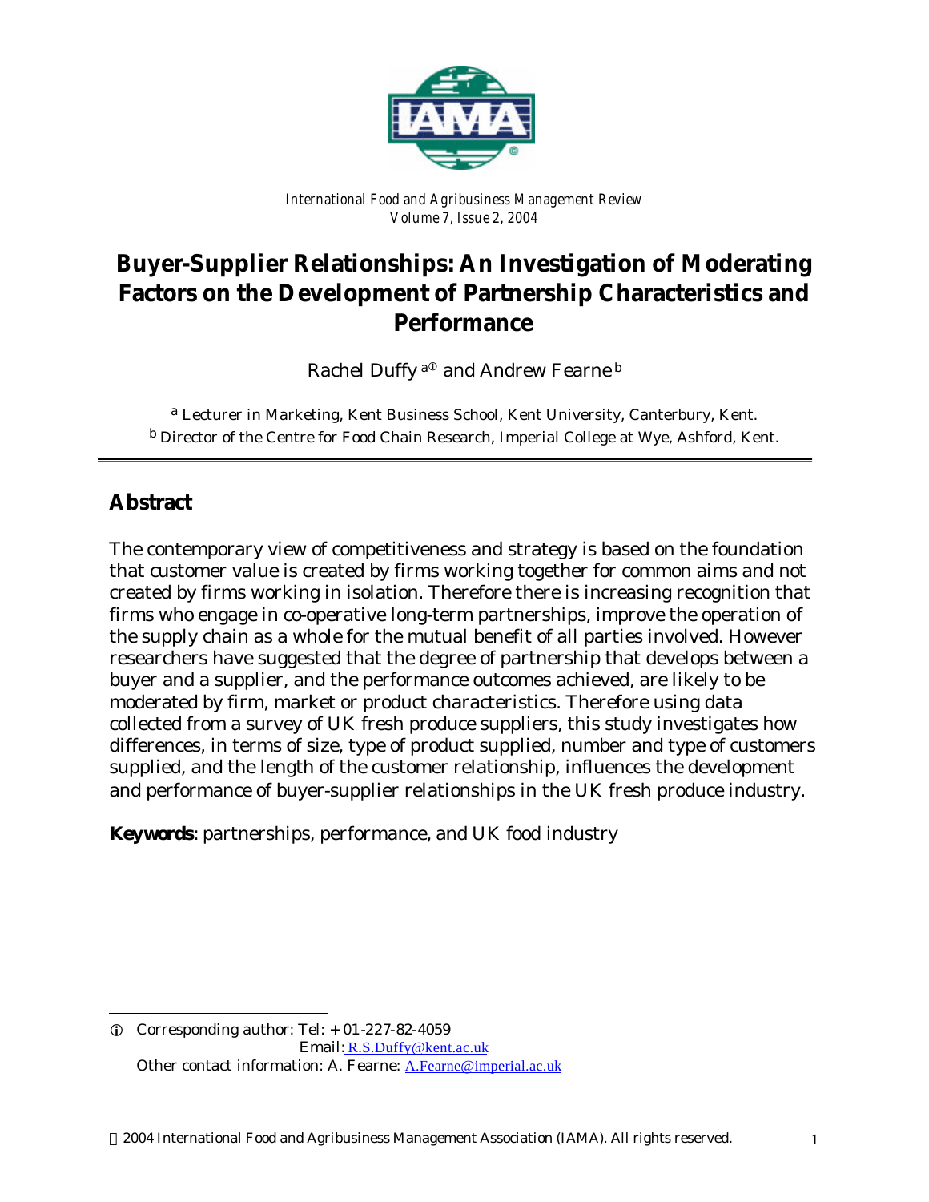*International Food and Agribusiness Management Review*
*Volume 7, Issue 2, 2004*

# Buyer-Supplier Relationships: An Investigation of Moderating Factors on the Development of Partnership Characteristics and Performance

Rachel Duffy [a①] and Andrew Fearne [b]

[a] Lecturer in Marketing, Kent Business School, Kent University, Canterbury, Kent.
[b] Director of the Centre for Food Chain Research, Imperial College at Wye, Ashford, Kent.

## Abstract

The contemporary view of competitiveness and strategy is based on the foundation that customer value is created by firms working together for common aims and not created by firms working in isolation. Therefore there is increasing recognition that firms who engage in co-operative long-term partnerships, improve the operation of the supply chain as a whole for the mutual benefit of all parties involved. However researchers have suggested that the degree of partnership that develops between a buyer and a supplier, and the performance outcomes achieved, are likely to be moderated by firm, market or product characteristics. Therefore using data collected from a survey of UK fresh produce suppliers, this study investigates how differences, in terms of size, type of product supplied, number and type of customers supplied, and the length of the customer relationship, influences the development and performance of buyer-supplier relationships in the UK fresh produce industry.

**Keywords**: partnerships, performance, and UK food industry

① Corresponding author: Tel: + 01-227-82-4059
Email: R.S.Duffy@kent.ac.uk
Other contact information: A. Fearne: A.Fearne@imperial.ac.uk

© 2004 International Food and Agribusiness Management Association (IAMA). All rights reserved.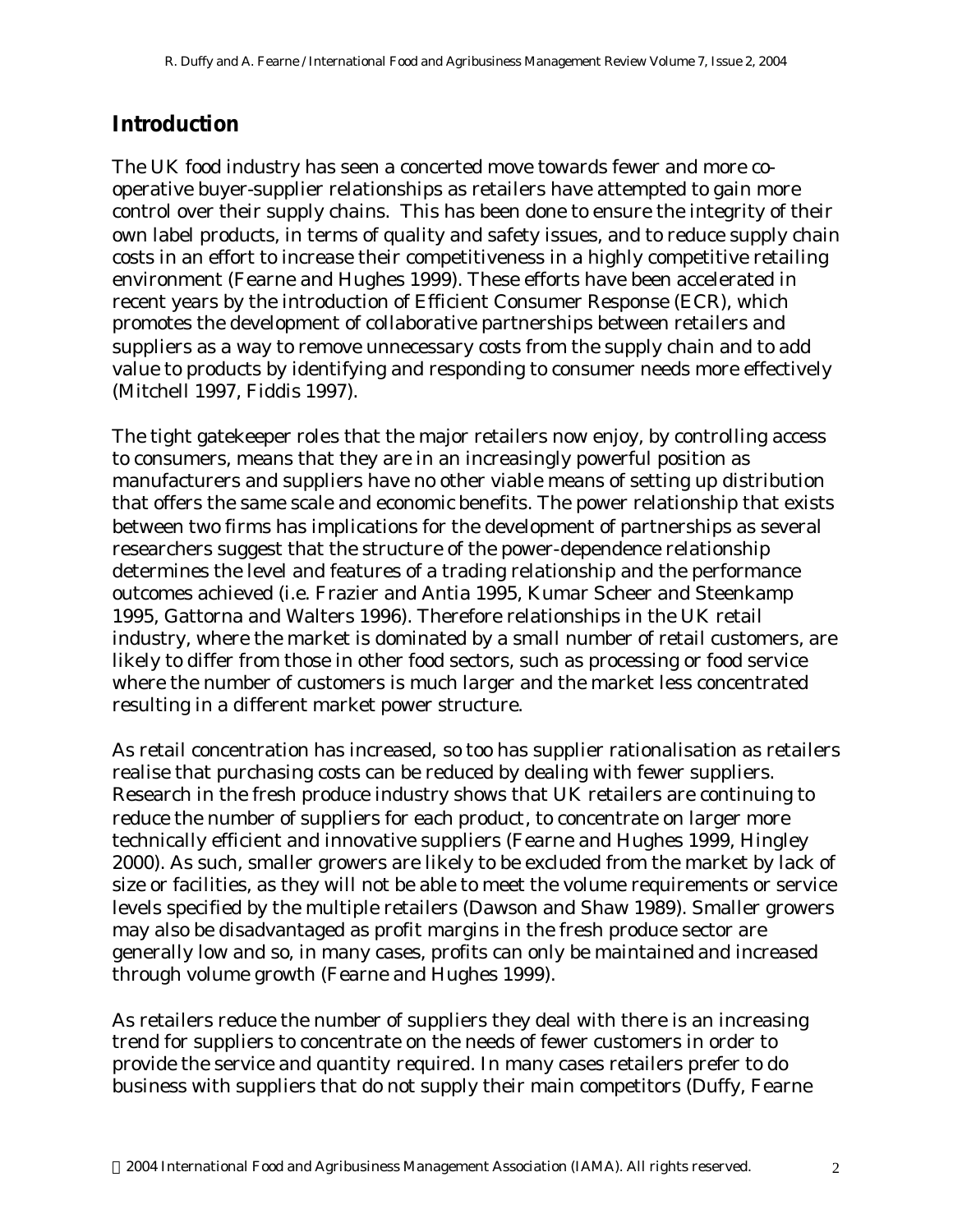## Introduction

The UK food industry has seen a concerted move towards fewer and more co-operative buyer-supplier relationships as retailers have attempted to gain more control over their supply chains. This has been done to ensure the integrity of their own label products, in terms of quality and safety issues, and to reduce supply chain costs in an effort to increase their competitiveness in a highly competitive retailing environment (Fearne and Hughes 1999). These efforts have been accelerated in recent years by the introduction of Efficient Consumer Response (ECR), which promotes the development of collaborative partnerships between retailers and suppliers as a way to remove unnecessary costs from the supply chain and to add value to products by identifying and responding to consumer needs more effectively (Mitchell 1997, Fiddis 1997).

The tight gatekeeper roles that the major retailers now enjoy, by controlling access to consumers, means that they are in an increasingly powerful position as manufacturers and suppliers have no other viable means of setting up distribution that offers the same scale and economic benefits. The power relationship that exists between two firms has implications for the development of partnerships as several researchers suggest that the structure of the power-dependence relationship determines the level and features of a trading relationship and the performance outcomes achieved (i.e. Frazier and Antia 1995, Kumar Scheer and Steenkamp 1995, Gattorna and Walters 1996). Therefore relationships in the UK retail industry, where the market is dominated by a small number of retail customers, are likely to differ from those in other food sectors, such as processing or food service where the number of customers is much larger and the market less concentrated resulting in a different market power structure.

As retail concentration has increased, so too has supplier rationalisation as retailers realise that purchasing costs can be reduced by dealing with fewer suppliers. Research in the fresh produce industry shows that UK retailers are continuing to reduce the number of suppliers for each product, to concentrate on larger more technically efficient and innovative suppliers (Fearne and Hughes 1999, Hingley 2000). As such, smaller growers are likely to be excluded from the market by lack of size or facilities, as they will not be able to meet the volume requirements or service levels specified by the multiple retailers (Dawson and Shaw 1989). Smaller growers may also be disadvantaged as profit margins in the fresh produce sector are generally low and so, in many cases, profits can only be maintained and increased through volume growth (Fearne and Hughes 1999).

As retailers reduce the number of suppliers they deal with there is an increasing trend for suppliers to concentrate on the needs of fewer customers in order to provide the service and quantity required. In many cases retailers prefer to do business with suppliers that do not supply their main competitors (Duffy, Fearne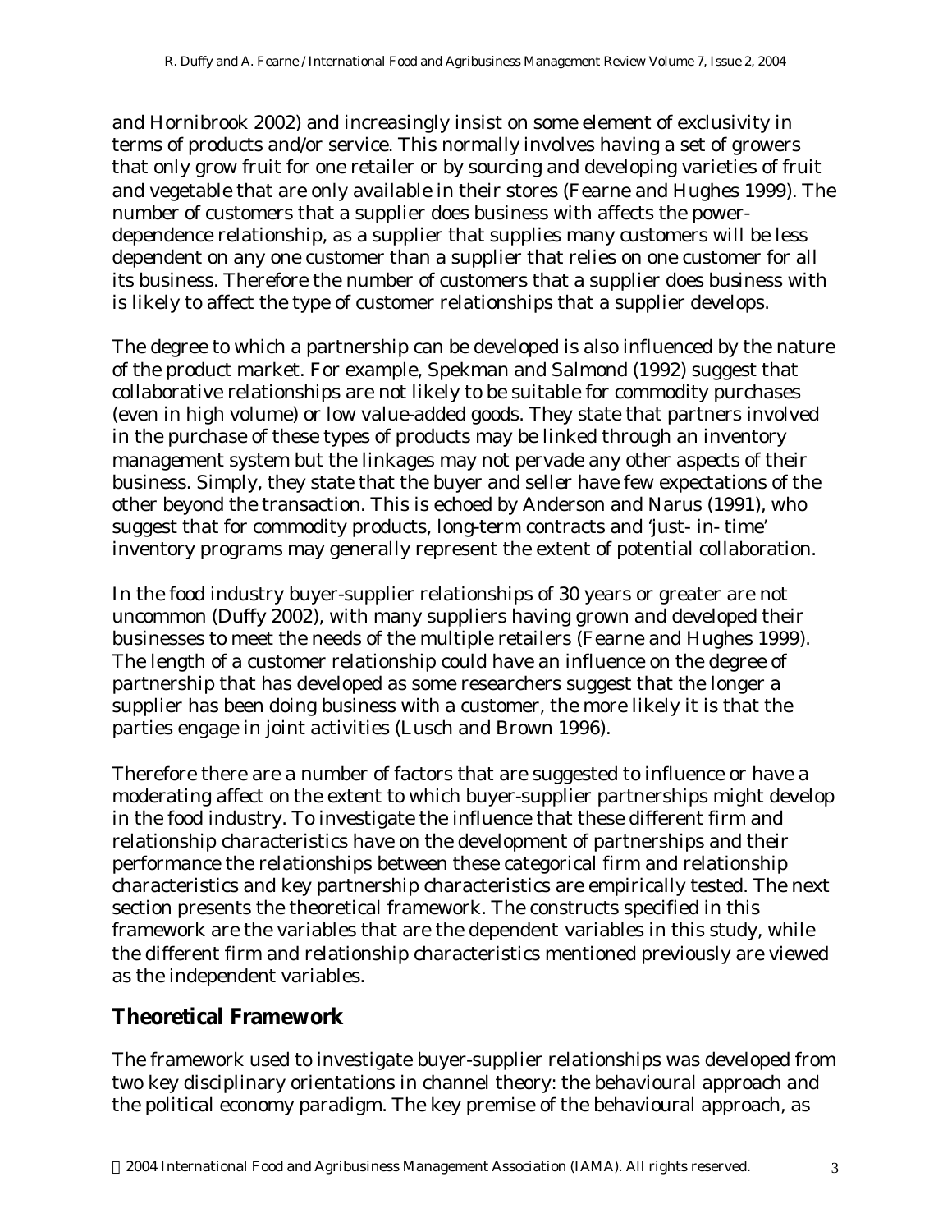and Hornibrook 2002) and increasingly insist on some element of exclusivity in terms of products and/or service. This normally involves having a set of growers that only grow fruit for one retailer or by sourcing and developing varieties of fruit and vegetable that are only available in their stores (Fearne and Hughes 1999). The number of customers that a supplier does business with affects the power-dependence relationship, as a supplier that supplies many customers will be less dependent on any one customer than a supplier that relies on one customer for all its business. Therefore the number of customers that a supplier does business with is likely to affect the type of customer relationships that a supplier develops.

The degree to which a partnership can be developed is also influenced by the nature of the product market. For example, Spekman and Salmond (1992) suggest that collaborative relationships are not likely to be suitable for commodity purchases (even in high volume) or low value-added goods. They state that partners involved in the purchase of these types of products may be linked through an inventory management system but the linkages may not pervade any other aspects of their business. Simply, they state that the buyer and seller have few expectations of the other beyond the transaction. This is echoed by Anderson and Narus (1991), who suggest that for commodity products, long-term contracts and 'just- in- time' inventory programs may generally represent the extent of potential collaboration.

In the food industry buyer-supplier relationships of 30 years or greater are not uncommon (Duffy 2002), with many suppliers having grown and developed their businesses to meet the needs of the multiple retailers (Fearne and Hughes 1999). The length of a customer relationship could have an influence on the degree of partnership that has developed as some researchers suggest that the longer a supplier has been doing business with a customer, the more likely it is that the parties engage in joint activities (Lusch and Brown 1996).

Therefore there are a number of factors that are suggested to influence or have a moderating affect on the extent to which buyer-supplier partnerships might develop in the food industry. To investigate the influence that these different firm and relationship characteristics have on the development of partnerships and their performance the relationships between these categorical firm and relationship characteristics and key partnership characteristics are empirically tested. The next section presents the theoretical framework. The constructs specified in this framework are the variables that are the dependent variables in this study, while the different firm and relationship characteristics mentioned previously are viewed as the independent variables.

## Theoretical Framework

The framework used to investigate buyer-supplier relationships was developed from two key disciplinary orientations in channel theory: the behavioural approach and the political economy paradigm. The key premise of the behavioural approach, as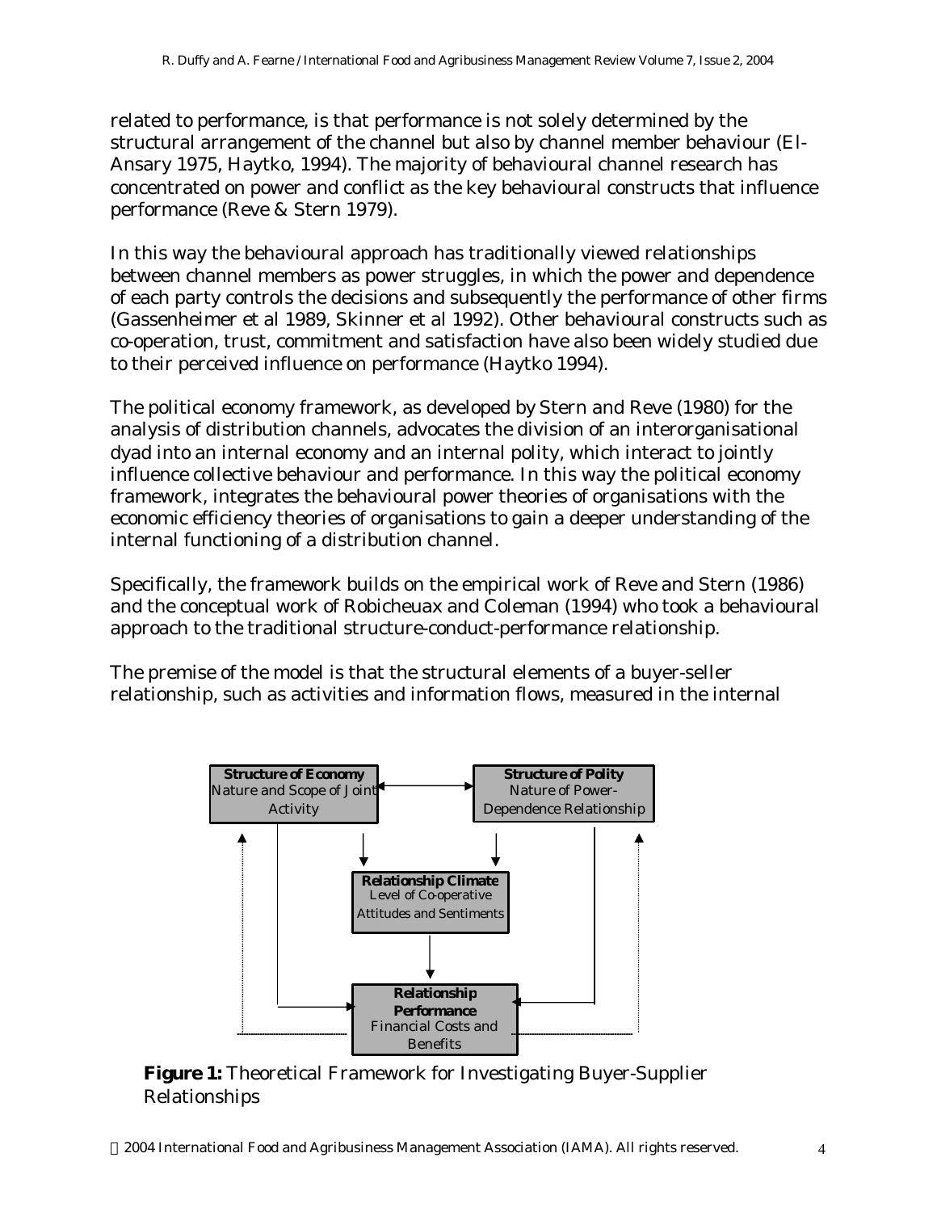related to performance, is that performance is not solely determined by the structural arrangement of the channel but also by channel member behaviour (El-Ansary 1975, Haytko, 1994). The majority of behavioural channel research has concentrated on power and conflict as the key behavioural constructs that influence performance (Reve & Stern 1979).

In this way the behavioural approach has traditionally viewed relationships between channel members as power struggles, in which the power and dependence of each party controls the decisions and subsequently the performance of other firms (Gassenheimer et al 1989, Skinner et al 1992). Other behavioural constructs such as co-operation, trust, commitment and satisfaction have also been widely studied due to their perceived influence on performance (Haytko 1994).

The political economy framework, as developed by Stern and Reve (1980) for the analysis of distribution channels, advocates the division of an interorganisational dyad into an internal economy and an internal polity, which interact to jointly influence collective behaviour and performance. In this way the political economy framework, integrates the behavioural power theories of organisations with the economic efficiency theories of organisations to gain a deeper understanding of the internal functioning of a distribution channel.

Specifically, the framework builds on the empirical work of Reve and Stern (1986) and the conceptual work of Robicheuax and Coleman (1994) who took a behavioural approach to the traditional structure-conduct-performance relationship.

The premise of the model is that the structural elements of a buyer-seller relationship, such as activities and information flows, measured in the internal

**Structure of Economy** Nature and Scope of Joint Activity

**Structure of Polity** Nature of Power-Dependence Relationship

**Relationship Climate** Level of Co-operative Attitudes and Sentiments

**Relationship Performance** Financial Costs and Benefits

**Figure 1:** Theoretical Framework for Investigating Buyer-Supplier Relationships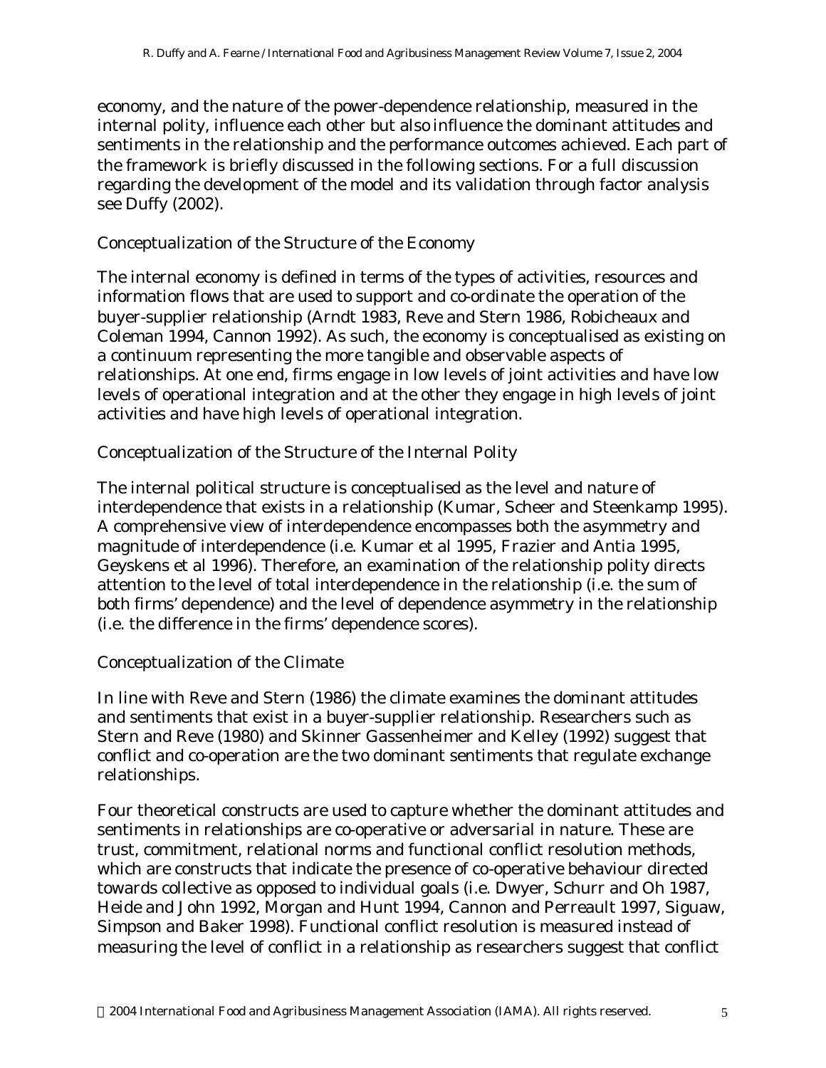economy, and the nature of the power-dependence relationship, measured in the internal polity, influence each other but also influence the dominant attitudes and sentiments in the relationship and the performance outcomes achieved. Each part of the framework is briefly discussed in the following sections. For a full discussion regarding the development of the model and its validation through factor analysis see Duffy (2002).

### Conceptualization of the Structure of the Economy

The internal economy is defined in terms of the types of activities, resources and information flows that are used to support and co-ordinate the operation of the buyer-supplier relationship (Arndt 1983, Reve and Stern 1986, Robicheaux and Coleman 1994, Cannon 1992). As such, the economy is conceptualised as existing on a continuum representing the more tangible and observable aspects of relationships. At one end, firms engage in low levels of joint activities and have low levels of operational integration and at the other they engage in high levels of joint activities and have high levels of operational integration.

### Conceptualization of the Structure of the Internal Polity

The internal political structure is conceptualised as the level and nature of interdependence that exists in a relationship (Kumar, Scheer and Steenkamp 1995). A comprehensive view of interdependence encompasses both the asymmetry and magnitude of interdependence (i.e. Kumar et al 1995, Frazier and Antia 1995, Geyskens et al 1996). Therefore, an examination of the relationship polity directs attention to the level of total interdependence in the relationship (i.e. the sum of both firms' dependence) and the level of dependence asymmetry in the relationship (i.e. the difference in the firms' dependence scores).

### Conceptualization of the Climate

In line with Reve and Stern (1986) the climate examines the dominant attitudes and sentiments that exist in a buyer-supplier relationship. Researchers such as Stern and Reve (1980) and Skinner Gassenheimer and Kelley (1992) suggest that conflict and co-operation are the two dominant sentiments that regulate exchange relationships.

Four theoretical constructs are used to capture whether the dominant attitudes and sentiments in relationships are co-operative or adversarial in nature. These are trust, commitment, relational norms and functional conflict resolution methods, which are constructs that indicate the presence of co-operative behaviour directed towards collective as opposed to individual goals (i.e. Dwyer, Schurr and Oh 1987, Heide and John 1992, Morgan and Hunt 1994, Cannon and Perreault 1997, Siguaw, Simpson and Baker 1998). Functional conflict resolution is measured instead of measuring the level of conflict in a relationship as researchers suggest that conflict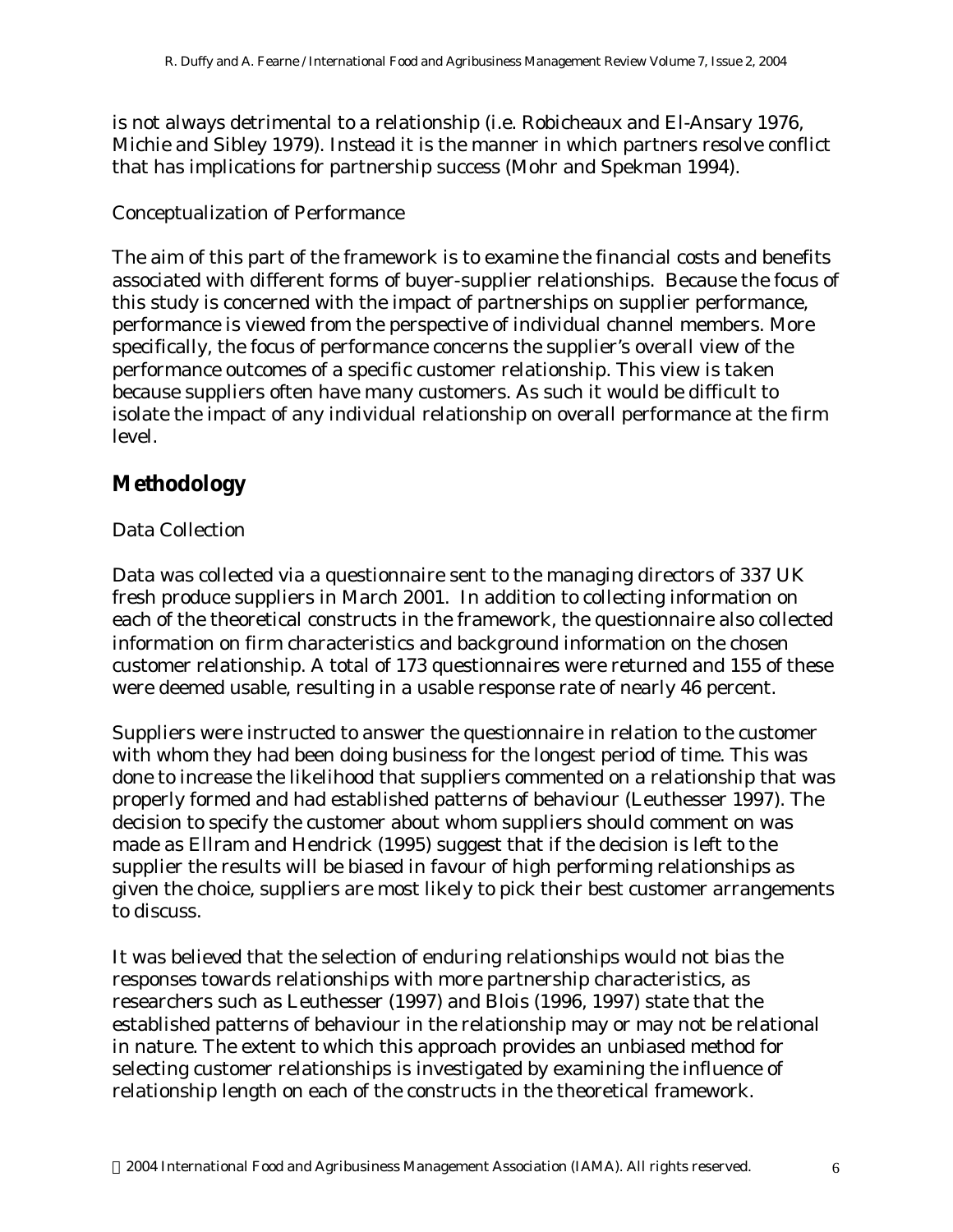is not always detrimental to a relationship (i.e. Robicheaux and El-Ansary 1976, Michie and Sibley 1979). Instead it is the manner in which partners resolve conflict that has implications for partnership success (Mohr and Spekman 1994).

### Conceptualization of Performance

The aim of this part of the framework is to examine the financial costs and benefits associated with different forms of buyer-supplier relationships. Because the focus of this study is concerned with the impact of partnerships on supplier performance, performance is viewed from the perspective of individual channel members. More specifically, the focus of performance concerns the supplier's overall view of the performance outcomes of a specific customer relationship. This view is taken because suppliers often have many customers. As such it would be difficult to isolate the impact of any individual relationship on overall performance at the firm level.

## Methodology

### Data Collection

Data was collected via a questionnaire sent to the managing directors of 337 UK fresh produce suppliers in March 2001. In addition to collecting information on each of the theoretical constructs in the framework, the questionnaire also collected information on firm characteristics and background information on the chosen customer relationship. A total of 173 questionnaires were returned and 155 of these were deemed usable, resulting in a usable response rate of nearly 46 percent.

Suppliers were instructed to answer the questionnaire in relation to the customer with whom they had been doing business for the longest period of time. This was done to increase the likelihood that suppliers commented on a relationship that was properly formed and had established patterns of behaviour (Leuthesser 1997). The decision to specify the customer about whom suppliers should comment on was made as Ellram and Hendrick (1995) suggest that if the decision is left to the supplier the results will be biased in favour of high performing relationships as given the choice, suppliers are most likely to pick their best customer arrangements to discuss.

It was believed that the selection of enduring relationships would not bias the responses towards relationships with more partnership characteristics, as researchers such as Leuthesser (1997) and Blois (1996, 1997) state that the established patterns of behaviour in the relationship may or may not be relational in nature. The extent to which this approach provides an unbiased method for selecting customer relationships is investigated by examining the influence of relationship length on each of the constructs in the theoretical framework.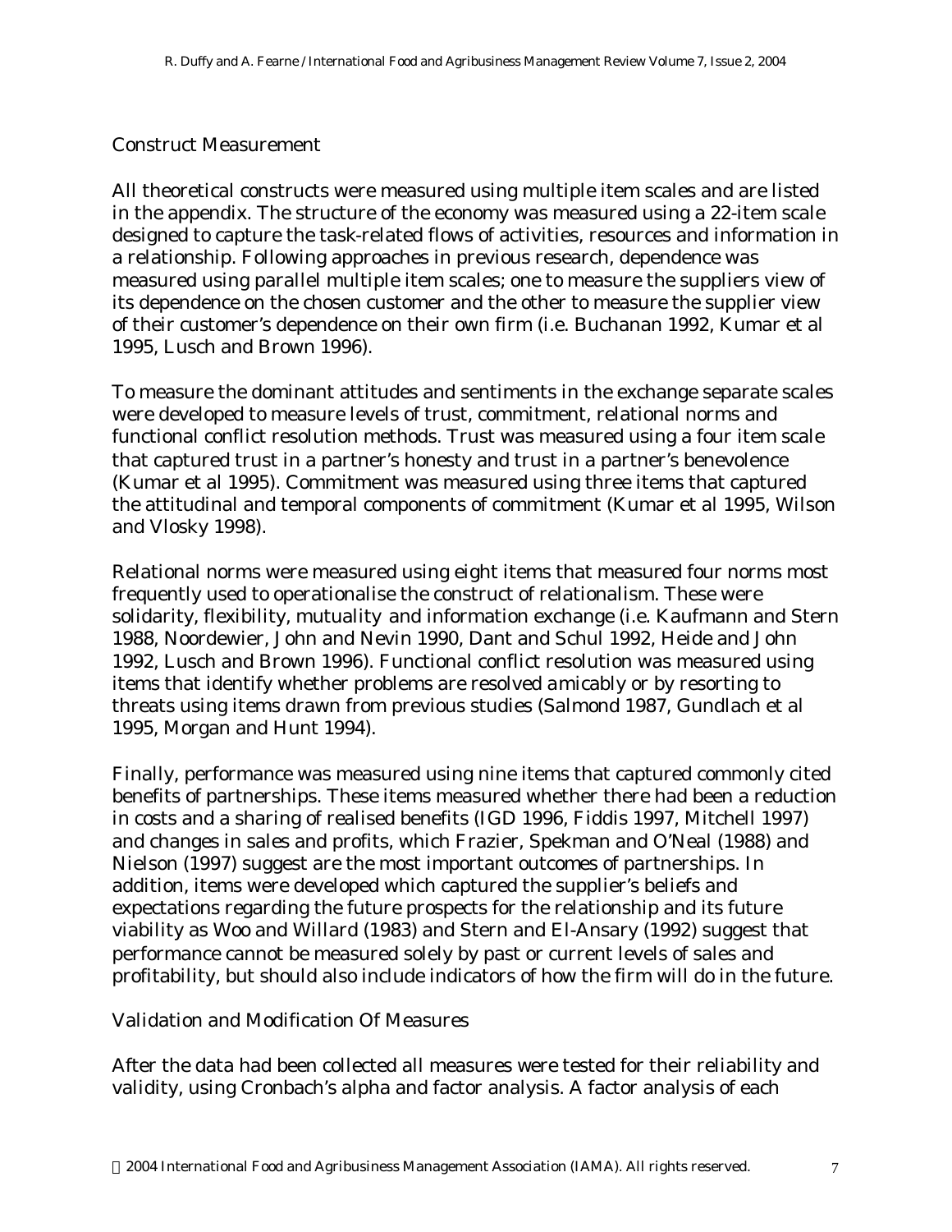### Construct Measurement

All theoretical constructs were measured using multiple item scales and are listed in the appendix. The structure of the economy was measured using a 22-item scale designed to capture the task-related flows of activities, resources and information in a relationship. Following approaches in previous research, dependence was measured using parallel multiple item scales; one to measure the suppliers view of its dependence on the chosen customer and the other to measure the supplier view of their customer's dependence on their own firm (i.e. Buchanan 1992, Kumar et al 1995, Lusch and Brown 1996).

To measure the dominant attitudes and sentiments in the exchange separate scales were developed to measure levels of trust, commitment, relational norms and functional conflict resolution methods. Trust was measured using a four item scale that captured trust in a partner's honesty and trust in a partner's benevolence (Kumar et al 1995). Commitment was measured using three items that captured the attitudinal and temporal components of commitment (Kumar et al 1995, Wilson and Vlosky 1998).

Relational norms were measured using eight items that measured four norms most frequently used to operationalise the construct of relationalism. These were solidarity, flexibility, mutuality and information exchange (i.e. Kaufmann and Stern 1988, Noordewier, John and Nevin 1990, Dant and Schul 1992, Heide and John 1992, Lusch and Brown 1996). Functional conflict resolution was measured using items that identify whether problems are resolved amicably or by resorting to threats using items drawn from previous studies (Salmond 1987, Gundlach et al 1995, Morgan and Hunt 1994).

Finally, performance was measured using nine items that captured commonly cited benefits of partnerships. These items measured whether there had been a reduction in costs and a sharing of realised benefits (IGD 1996, Fiddis 1997, Mitchell 1997) and changes in sales and profits, which Frazier, Spekman and O'Neal (1988) and Nielson (1997) suggest are the most important outcomes of partnerships. In addition, items were developed which captured the supplier's beliefs and expectations regarding the future prospects for the relationship and its future viability as Woo and Willard (1983) and Stern and El-Ansary (1992) suggest that performance cannot be measured solely by past or current levels of sales and profitability, but should also include indicators of how the firm will do in the future.

### Validation and Modification Of Measures

After the data had been collected all measures were tested for their reliability and validity, using Cronbach's alpha and factor analysis. A factor analysis of each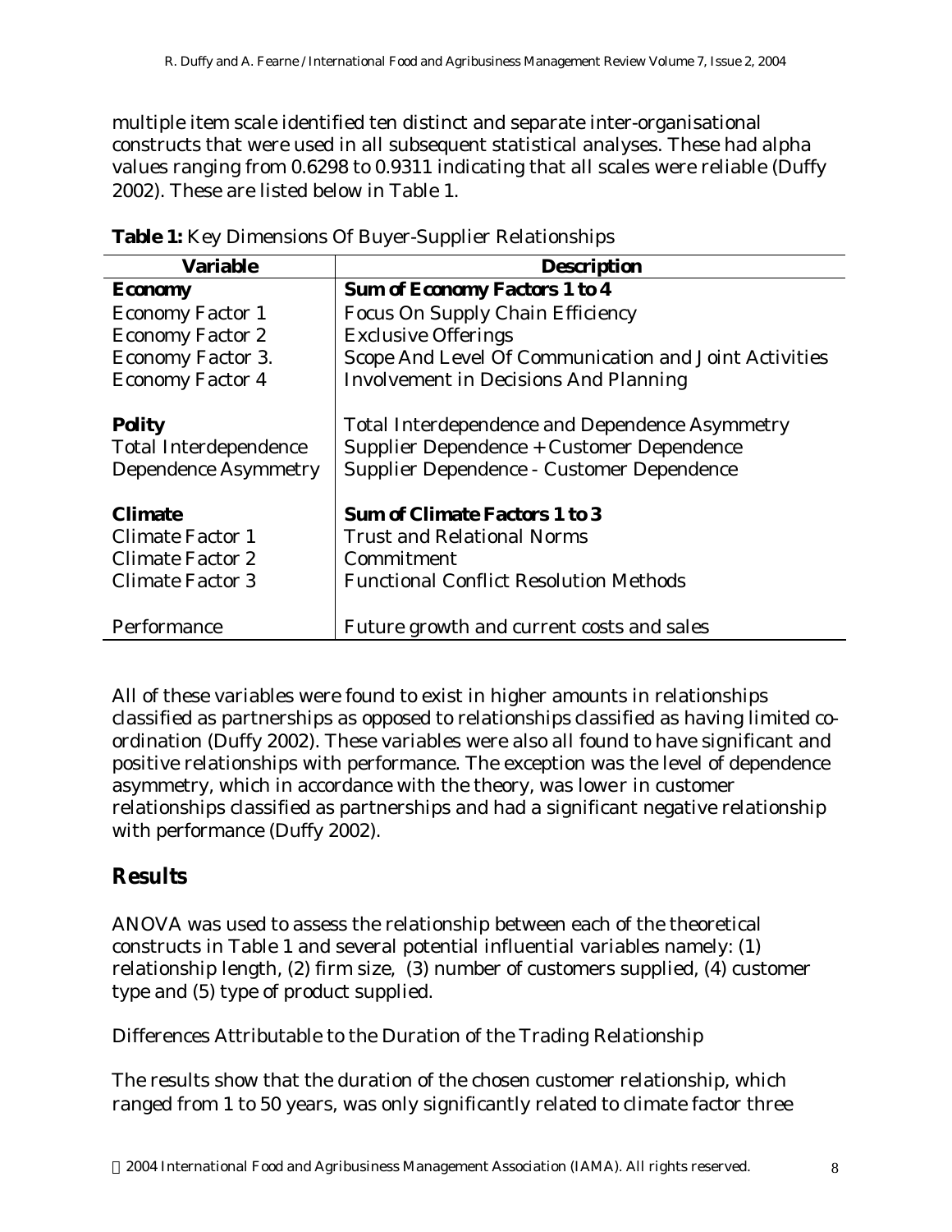multiple item scale identified ten distinct and separate inter-organisational constructs that were used in all subsequent statistical analyses. These had alpha values ranging from 0.6298 to 0.9311 indicating that all scales were reliable (Duffy 2002). These are listed below in Table 1.

**Table 1:** Key Dimensions Of Buyer-Supplier Relationships

| Variable | Description |
|---|---|
| **Economy** | **Sum of Economy Factors 1 to 4** |
| Economy Factor 1 | Focus On Supply Chain Efficiency |
| Economy Factor 2 | Exclusive Offerings |
| Economy Factor 3. | Scope And Level Of Communication and Joint Activities |
| Economy Factor 4 | Involvement in Decisions And Planning |
| **Polity** | Total Interdependence and Dependence Asymmetry |
| Total Interdependence | Supplier Dependence + Customer Dependence |
| Dependence Asymmetry | Supplier Dependence - Customer Dependence |
| **Climate** | **Sum of Climate Factors 1 to 3** |
| Climate Factor 1 | Trust and Relational Norms |
| Climate Factor 2 | Commitment |
| Climate Factor 3 | Functional Conflict Resolution Methods |
| Performance | Future growth and current costs and sales |

All of these variables were found to exist in higher amounts in relationships classified as partnerships as opposed to relationships classified as having limited co-ordination (Duffy 2002). These variables were also all found to have significant and positive relationships with performance. The exception was the level of dependence asymmetry, which in accordance with the theory, was lower in customer relationships classified as partnerships and had a significant negative relationship with performance (Duffy 2002).

## Results

ANOVA was used to assess the relationship between each of the theoretical constructs in Table 1 and several potential influential variables namely: (1) relationship length, (2) firm size, (3) number of customers supplied, (4) customer type and (5) type of product supplied.

Differences Attributable to the Duration of the Trading Relationship

The results show that the duration of the chosen customer relationship, which ranged from 1 to 50 years, was only significantly related to climate factor three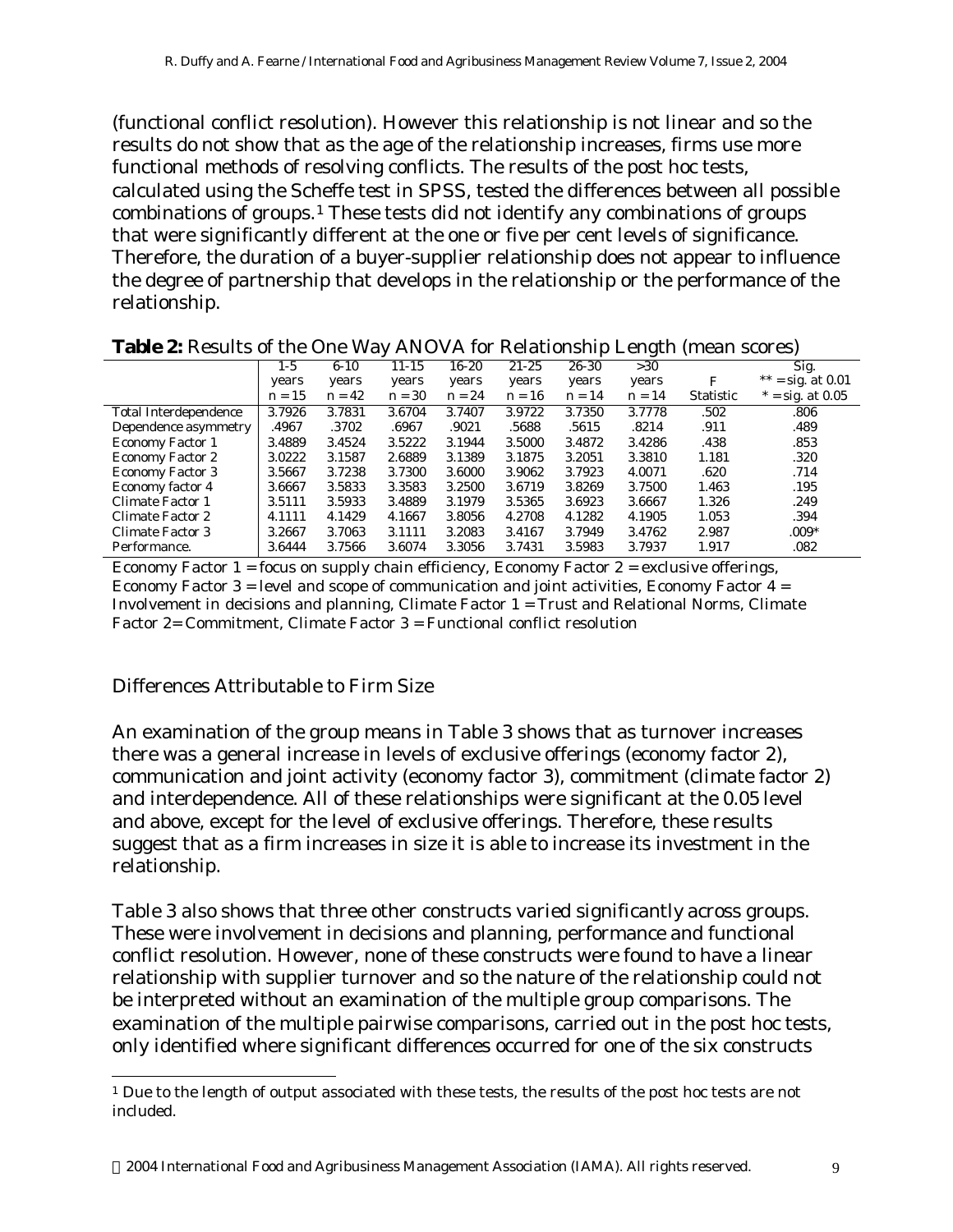(functional conflict resolution). However this relationship is not linear and so the results do not show that as the age of the relationship increases, firms use more functional methods of resolving conflicts. The results of the post hoc tests, calculated using the Scheffe test in SPSS, tested the differences between all possible combinations of groups.[1] These tests did not identify any combinations of groups that were significantly different at the one or five per cent levels of significance. Therefore, the duration of a buyer-supplier relationship does not appear to influence the degree of partnership that develops in the relationship or the performance of the relationship.

**Table 2:** Results of the One Way ANOVA for Relationship Length (mean scores)

| | 1-5 years n = 15 | 6-10 years n = 42 | 11-15 years n = 30 | 16-20 years n = 24 | 21-25 years n = 16 | 26-30 years n = 14 | >30 years n = 14 | F Statistic | Sig. ** = sig. at 0.01 * = sig. at 0.05 |
|---|---|---|---|---|---|---|---|---|---|
| Total Interdependence | 3.7926 | 3.7831 | 3.6704 | 3.7407 | 3.9722 | 3.7350 | 3.7778 | .502 | .806 |
| Dependence asymmetry | .4967 | .3702 | .6967 | .9021 | .5688 | .5615 | .8214 | .911 | .489 |
| Economy Factor 1 | 3.4889 | 3.4524 | 3.5222 | 3.1944 | 3.5000 | 3.4872 | 3.4286 | .438 | .853 |
| Economy Factor 2 | 3.0222 | 3.1587 | 2.6889 | 3.1389 | 3.1875 | 3.2051 | 3.3810 | 1.181 | .320 |
| Economy Factor 3 | 3.5667 | 3.7238 | 3.7300 | 3.6000 | 3.9062 | 3.7923 | 4.0071 | .620 | .714 |
| Economy factor 4 | 3.6667 | 3.5833 | 3.3583 | 3.2500 | 3.6719 | 3.8269 | 3.7500 | 1.463 | .195 |
| Climate Factor 1 | 3.5111 | 3.5933 | 3.4889 | 3.1979 | 3.5365 | 3.6923 | 3.6667 | 1.326 | .249 |
| Climate Factor 2 | 4.1111 | 4.1429 | 4.1667 | 3.8056 | 4.2708 | 4.1282 | 4.1905 | 1.053 | .394 |
| Climate Factor 3 | 3.2667 | 3.7063 | 3.1111 | 3.2083 | 3.4167 | 3.7949 | 3.4762 | 2.987 | .009* |
| Performance. | 3.6444 | 3.7566 | 3.6074 | 3.3056 | 3.7431 | 3.5983 | 3.7937 | 1.917 | .082 |

Economy Factor 1 = focus on supply chain efficiency, Economy Factor 2 = exclusive offerings, Economy Factor 3 = level and scope of communication and joint activities, Economy Factor 4 = Involvement in decisions and planning, Climate Factor 1 = Trust and Relational Norms, Climate Factor 2= Commitment, Climate Factor 3 = Functional conflict resolution

## Differences Attributable to Firm Size

An examination of the group means in Table 3 shows that as turnover increases there was a general increase in levels of exclusive offerings (economy factor 2), communication and joint activity (economy factor 3), commitment (climate factor 2) and interdependence. All of these relationships were significant at the 0.05 level and above, except for the level of exclusive offerings. Therefore, these results suggest that as a firm increases in size it is able to increase its investment in the relationship.

Table 3 also shows that three other constructs varied significantly across groups. These were involvement in decisions and planning, performance and functional conflict resolution. However, none of these constructs were found to have a linear relationship with supplier turnover and so the nature of the relationship could not be interpreted without an examination of the multiple group comparisons. The examination of the multiple pairwise comparisons, carried out in the post hoc tests, only identified where significant differences occurred for one of the six constructs

[1] Due to the length of output associated with these tests, the results of the post hoc tests are not included.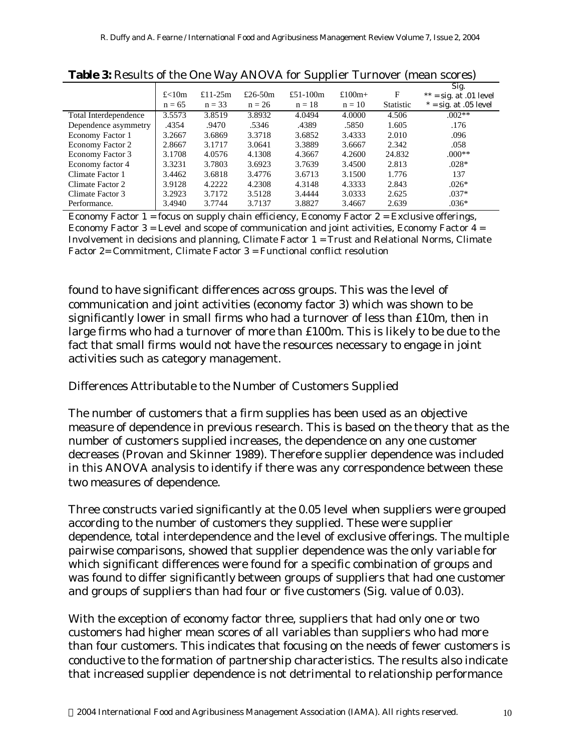**Table 3:** Results of the One Way ANOVA for Supplier Turnover (mean scores)

| | £<10m n = 65 | £11-25m n = 33 | £26-50m n = 26 | £51-100m n = 18 | £100m+ n = 10 | F Statistic | Sig. ** = sig. at .01 level * = sig. at .05 level |
|---|---|---|---|---|---|---|---|
| Total Interdependence | 3.5573 | 3.8519 | 3.8932 | 4.0494 | 4.0000 | 4.506 | .002** |
| Dependence asymmetry | .4354 | .9470 | .5346 | .4389 | .5850 | 1.605 | .176 |
| Economy Factor 1 | 3.2667 | 3.6869 | 3.3718 | 3.6852 | 3.4333 | 2.010 | .096 |
| Economy Factor 2 | 2.8667 | 3.1717 | 3.0641 | 3.3889 | 3.6667 | 2.342 | .058 |
| Economy Factor 3 | 3.1708 | 4.0576 | 4.1308 | 4.3667 | 4.2600 | 24.832 | .000** |
| Economy factor 4 | 3.3231 | 3.7803 | 3.6923 | 3.7639 | 3.4500 | 2.813 | .028* |
| Climate Factor 1 | 3.4462 | 3.6818 | 3.4776 | 3.6713 | 3.1500 | 1.776 | 137 |
| Climate Factor 2 | 3.9128 | 4.2222 | 4.2308 | 4.3148 | 4.3333 | 2.843 | .026* |
| Climate Factor 3 | 3.2923 | 3.7172 | 3.5128 | 3.4444 | 3.0333 | 2.625 | .037* |
| Performance. | 3.4940 | 3.7744 | 3.7137 | 3.8827 | 3.4667 | 2.639 | .036* |

Economy Factor 1 = focus on supply chain efficiency, Economy Factor 2 = Exclusive offerings, Economy Factor 3 = Level and scope of communication and joint activities, Economy Factor 4 = Involvement in decisions and planning, Climate Factor 1 = Trust and Relational Norms, Climate Factor 2= Commitment, Climate Factor 3 = Functional conflict resolution

found to have significant differences across groups. This was the level of communication and joint activities (economy factor 3) which was shown to be significantly lower in small firms who had a turnover of less than £10m, then in large firms who had a turnover of more than £100m. This is likely to be due to the fact that small firms would not have the resources necessary to engage in joint activities such as category management.

## Differences Attributable to the Number of Customers Supplied

The number of customers that a firm supplies has been used as an objective measure of dependence in previous research. This is based on the theory that as the number of customers supplied increases, the dependence on any one customer decreases (Provan and Skinner 1989). Therefore supplier dependence was included in this ANOVA analysis to identify if there was any correspondence between these two measures of dependence.

Three constructs varied significantly at the 0.05 level when suppliers were grouped according to the number of customers they supplied. These were supplier dependence, total interdependence and the level of exclusive offerings. The multiple pairwise comparisons, showed that supplier dependence was the only variable for which significant differences were found for a specific combination of groups and was found to differ significantly between groups of suppliers that had one customer and groups of suppliers than had four or five customers (Sig. value of 0.03).

With the exception of economy factor three, suppliers that had only one or two customers had higher mean scores of all variables than suppliers who had more than four customers. This indicates that focusing on the needs of fewer customers is conductive to the formation of partnership characteristics. The results also indicate that increased supplier dependence is not detrimental to relationship performance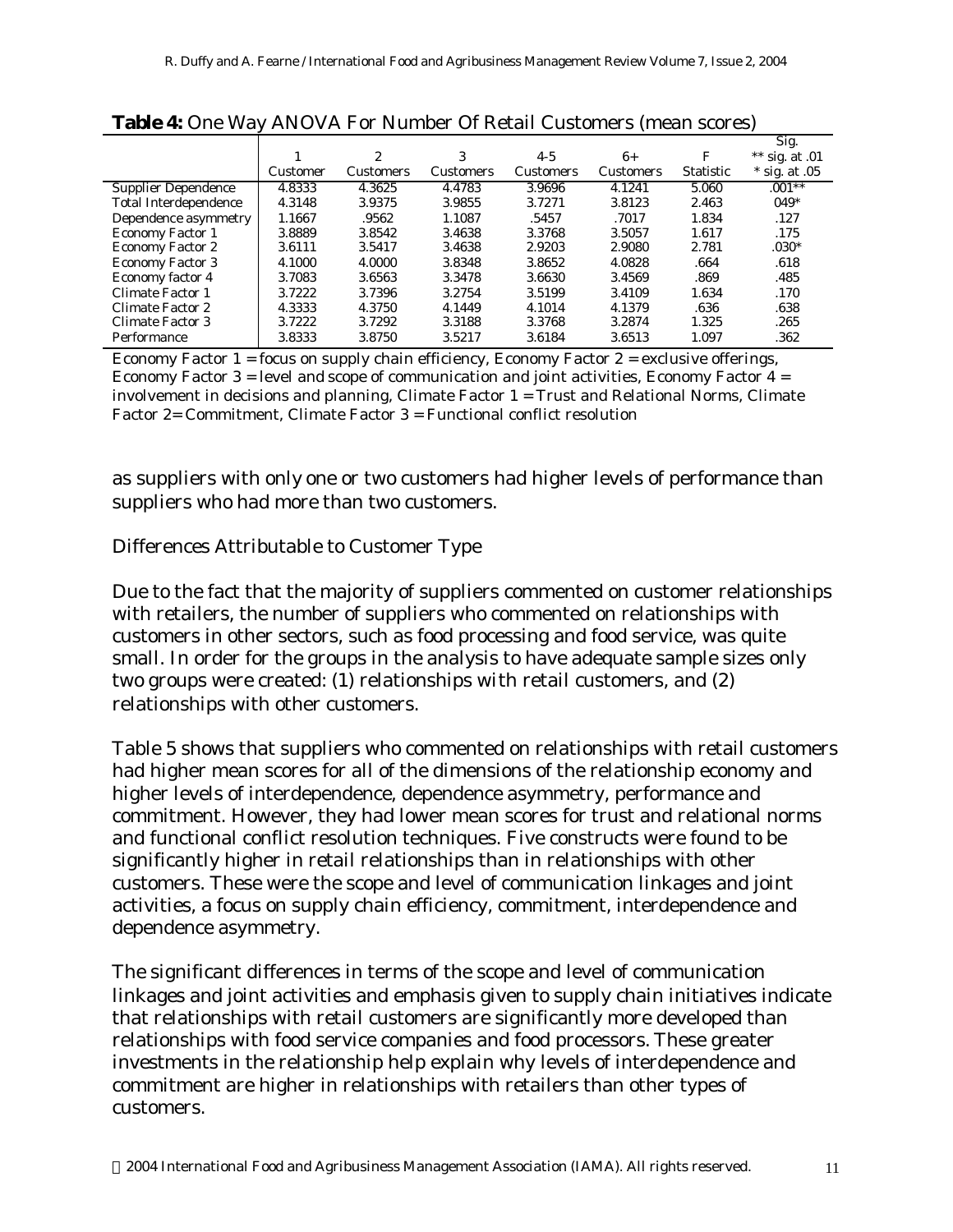**Table 4:** One Way ANOVA For Number Of Retail Customers (mean scores)

| | 1 Customer | 2 Customers | 3 Customers | 4-5 Customers | 6+ Customers | F Statistic | Sig. ** sig. at .01 * sig. at .05 |
|---|---|---|---|---|---|---|---|
| Supplier Dependence | 4.8333 | 4.3625 | 4.4783 | 3.9696 | 4.1241 | 5.060 | .001** |
| Total Interdependence | 4.3148 | 3.9375 | 3.9855 | 3.7271 | 3.8123 | 2.463 | 049* |
| Dependence asymmetry | 1.1667 | .9562 | 1.1087 | .5457 | .7017 | 1.834 | .127 |
| Economy Factor 1 | 3.8889 | 3.8542 | 3.4638 | 3.3768 | 3.5057 | 1.617 | .175 |
| Economy Factor 2 | 3.6111 | 3.5417 | 3.4638 | 2.9203 | 2.9080 | 2.781 | .030* |
| Economy Factor 3 | 4.1000 | 4.0000 | 3.8348 | 3.8652 | 4.0828 | .664 | .618 |
| Economy factor 4 | 3.7083 | 3.6563 | 3.3478 | 3.6630 | 3.4569 | .869 | .485 |
| Climate Factor 1 | 3.7222 | 3.7396 | 3.2754 | 3.5199 | 3.4109 | 1.634 | .170 |
| Climate Factor 2 | 4.3333 | 4.3750 | 4.1449 | 4.1014 | 4.1379 | .636 | .638 |
| Climate Factor 3 | 3.7222 | 3.7292 | 3.3188 | 3.3768 | 3.2874 | 1.325 | .265 |
| Performance | 3.8333 | 3.8750 | 3.5217 | 3.6184 | 3.6513 | 1.097 | .362 |

Economy Factor 1 = focus on supply chain efficiency, Economy Factor 2 = exclusive offerings, Economy Factor 3 = level and scope of communication and joint activities, Economy Factor 4 = involvement in decisions and planning, Climate Factor 1 = Trust and Relational Norms, Climate Factor 2= Commitment, Climate Factor 3 = Functional conflict resolution

as suppliers with only one or two customers had higher levels of performance than suppliers who had more than two customers.

### Differences Attributable to Customer Type

Due to the fact that the majority of suppliers commented on customer relationships with retailers, the number of suppliers who commented on relationships with customers in other sectors, such as food processing and food service, was quite small. In order for the groups in the analysis to have adequate sample sizes only two groups were created: (1) relationships with retail customers, and (2) relationships with other customers.

Table 5 shows that suppliers who commented on relationships with retail customers had higher mean scores for all of the dimensions of the relationship economy and higher levels of interdependence, dependence asymmetry, performance and commitment. However, they had lower mean scores for trust and relational norms and functional conflict resolution techniques. Five constructs were found to be significantly higher in retail relationships than in relationships with other customers. These were the scope and level of communication linkages and joint activities, a focus on supply chain efficiency, commitment, interdependence and dependence asymmetry.

The significant differences in terms of the scope and level of communication linkages and joint activities and emphasis given to supply chain initiatives indicate that relationships with retail customers are significantly more developed than relationships with food service companies and food processors. These greater investments in the relationship help explain why levels of interdependence and commitment are higher in relationships with retailers than other types of customers.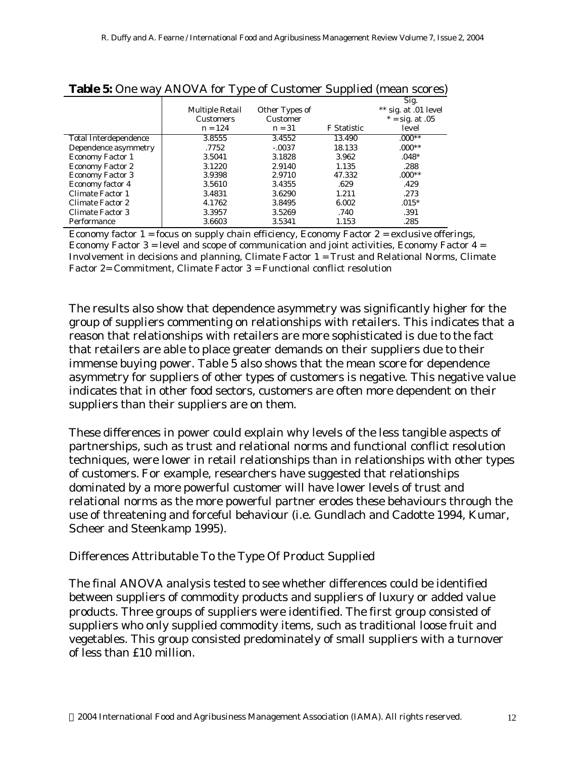**Table 5:** One way ANOVA for Type of Customer Supplied (mean scores)

| | Multiple Retail Customers n = 124 | Other Types of Customer n = 31 | F Statistic | Sig. ** sig. at .01 level * = sig. at .05 level |
|---|---|---|---|---|
| Total Interdependence | 3.8555 | 3.4552 | 13.490 | .000** |
| Dependence asymmetry | .7752 | -.0037 | 18.133 | .000** |
| Economy Factor 1 | 3.5041 | 3.1828 | 3.962 | .048* |
| Economy Factor 2 | 3.1220 | 2.9140 | 1.135 | .288 |
| Economy Factor 3 | 3.9398 | 2.9710 | 47.332 | .000** |
| Economy factor 4 | 3.5610 | 3.4355 | .629 | .429 |
| Climate Factor 1 | 3.4831 | 3.6290 | 1.211 | .273 |
| Climate Factor 2 | 4.1762 | 3.8495 | 6.002 | .015* |
| Climate Factor 3 | 3.3957 | 3.5269 | .740 | .391 |
| Performance | 3.6603 | 3.5341 | 1.153 | .285 |

Economy factor 1 = focus on supply chain efficiency, Economy Factor 2 = exclusive offerings, Economy Factor 3 = level and scope of communication and joint activities, Economy Factor 4 = Involvement in decisions and planning, Climate Factor 1 = Trust and Relational Norms, Climate Factor 2= Commitment, Climate Factor 3 = Functional conflict resolution

The results also show that dependence asymmetry was significantly higher for the group of suppliers commenting on relationships with retailers. This indicates that a reason that relationships with retailers are more sophisticated is due to the fact that retailers are able to place greater demands on their suppliers due to their immense buying power. Table 5 also shows that the mean score for dependence asymmetry for suppliers of other types of customers is negative. This negative value indicates that in other food sectors, customers are often more dependent on their suppliers than their suppliers are on them.

These differences in power could explain why levels of the less tangible aspects of partnerships, such as trust and relational norms and functional conflict resolution techniques, were lower in retail relationships than in relationships with other types of customers. For example, researchers have suggested that relationships dominated by a more powerful customer will have lower levels of trust and relational norms as the more powerful partner erodes these behaviours through the use of threatening and forceful behaviour (i.e. Gundlach and Cadotte 1994, Kumar, Scheer and Steenkamp 1995).

### Differences Attributable To the Type Of Product Supplied

The final ANOVA analysis tested to see whether differences could be identified between suppliers of commodity products and suppliers of luxury or added value products. Three groups of suppliers were identified. The first group consisted of suppliers who only supplied commodity items, such as traditional loose fruit and vegetables. This group consisted predominately of small suppliers with a turnover of less than £10 million.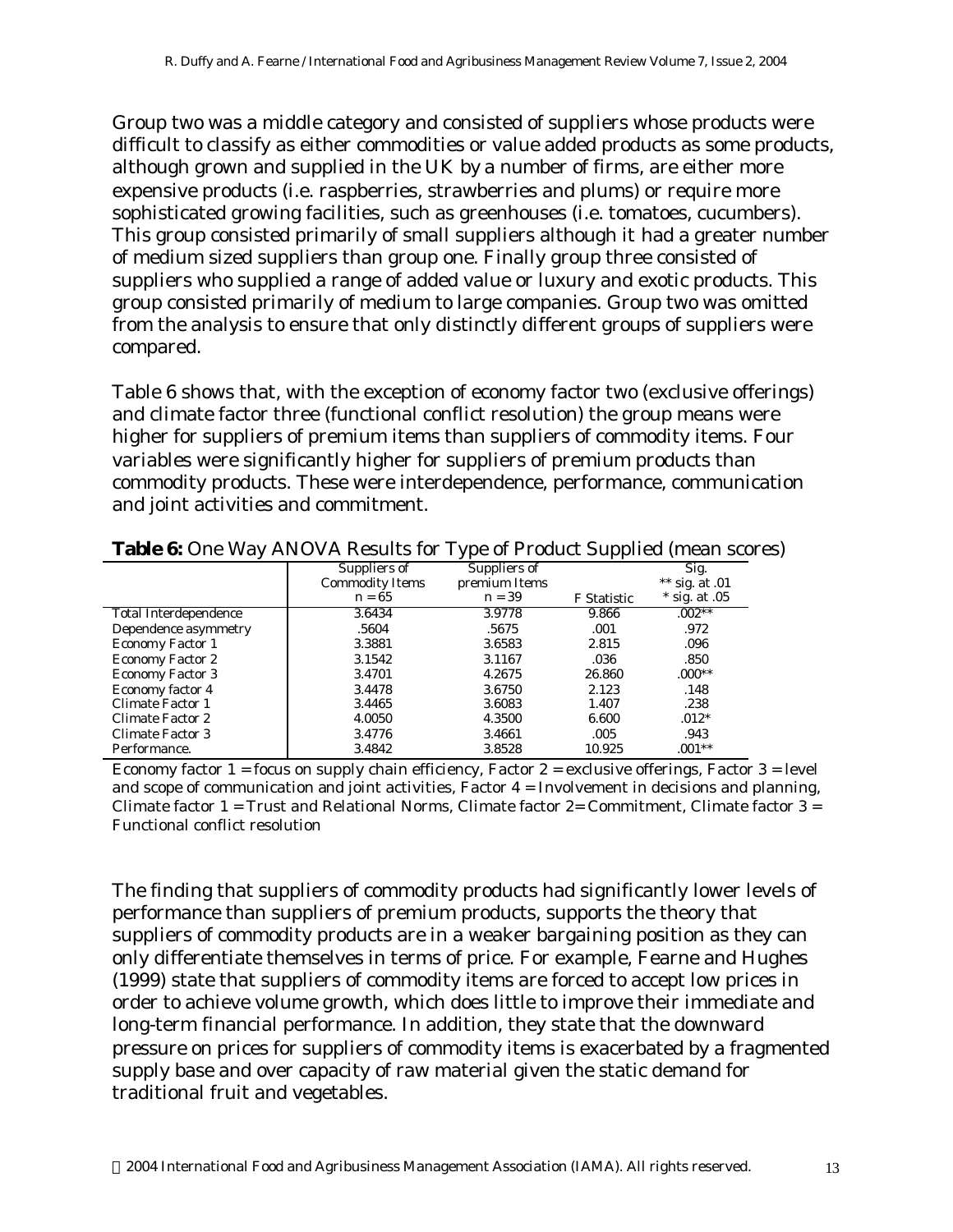Group two was a middle category and consisted of suppliers whose products were difficult to classify as either commodities or value added products as some products, although grown and supplied in the UK by a number of firms, are either more expensive products (i.e. raspberries, strawberries and plums) or require more sophisticated growing facilities, such as greenhouses (i.e. tomatoes, cucumbers). This group consisted primarily of small suppliers although it had a greater number of medium sized suppliers than group one. Finally group three consisted of suppliers who supplied a range of added value or luxury and exotic products. This group consisted primarily of medium to large companies. Group two was omitted from the analysis to ensure that only distinctly different groups of suppliers were compared.

Table 6 shows that, with the exception of economy factor two (exclusive offerings) and climate factor three (functional conflict resolution) the group means were higher for suppliers of premium items than suppliers of commodity items. Four variables were significantly higher for suppliers of premium products than commodity products. These were interdependence, performance, communication and joint activities and commitment.

**Table 6:** One Way ANOVA Results for Type of Product Supplied (mean scores)

| | Suppliers of Commodity Items $n = 65$ | Suppliers of premium Items $n = 39$ | F Statistic | Sig. ** sig. at .01 * sig. at .05 |
|---|---|---|---|---|
| Total Interdependence | 3.6434 | 3.9778 | 9.866 | .002** |
| Dependence asymmetry | .5604 | .5675 | .001 | .972 |
| Economy Factor 1 | 3.3881 | 3.6583 | 2.815 | .096 |
| Economy Factor 2 | 3.1542 | 3.1167 | .036 | .850 |
| Economy Factor 3 | 3.4701 | 4.2675 | 26.860 | .000** |
| Economy factor 4 | 3.4478 | 3.6750 | 2.123 | .148 |
| Climate Factor 1 | 3.4465 | 3.6083 | 1.407 | .238 |
| Climate Factor 2 | 4.0050 | 4.3500 | 6.600 | .012* |
| Climate Factor 3 | 3.4776 | 3.4661 | .005 | .943 |
| Performance. | 3.4842 | 3.8528 | 10.925 | .001** |

Economy factor 1 = focus on supply chain efficiency, Factor 2 = exclusive offerings, Factor 3 = level and scope of communication and joint activities, Factor 4 = Involvement in decisions and planning, Climate factor 1 = Trust and Relational Norms, Climate factor 2= Commitment, Climate factor 3 = Functional conflict resolution

The finding that suppliers of commodity products had significantly lower levels of performance than suppliers of premium products, supports the theory that suppliers of commodity products are in a weaker bargaining position as they can only differentiate themselves in terms of price. For example, Fearne and Hughes (1999) state that suppliers of commodity items are forced to accept low prices in order to achieve volume growth, which does little to improve their immediate and long-term financial performance. In addition, they state that the downward pressure on prices for suppliers of commodity items is exacerbated by a fragmented supply base and over capacity of raw material given the static demand for traditional fruit and vegetables.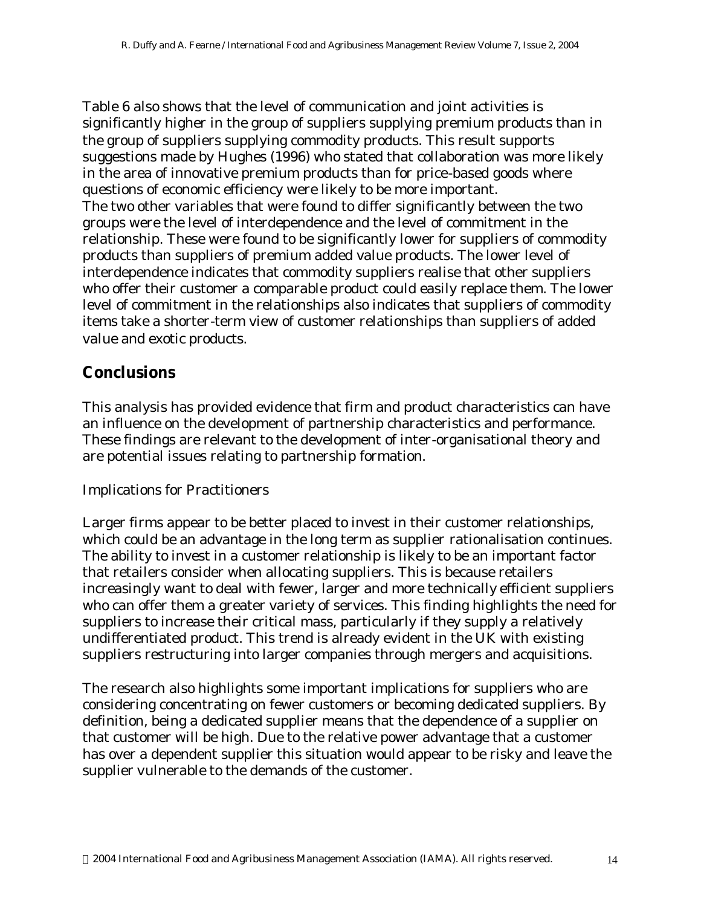Table 6 also shows that the level of communication and joint activities is significantly higher in the group of suppliers supplying premium products than in the group of suppliers supplying commodity products. This result supports suggestions made by Hughes (1996) who stated that collaboration was more likely in the area of innovative premium products than for price-based goods where questions of economic efficiency were likely to be more important.
The two other variables that were found to differ significantly between the two groups were the level of interdependence and the level of commitment in the relationship. These were found to be significantly lower for suppliers of commodity products than suppliers of premium added value products. The lower level of interdependence indicates that commodity suppliers realise that other suppliers who offer their customer a comparable product could easily replace them. The lower level of commitment in the relationships also indicates that suppliers of commodity items take a shorter-term view of customer relationships than suppliers of added value and exotic products.

## Conclusions

This analysis has provided evidence that firm and product characteristics can have an influence on the development of partnership characteristics and performance. These findings are relevant to the development of inter-organisational theory and are potential issues relating to partnership formation.

Implications for Practitioners

Larger firms appear to be better placed to invest in their customer relationships, which could be an advantage in the long term as supplier rationalisation continues. The ability to invest in a customer relationship is likely to be an important factor that retailers consider when allocating suppliers. This is because retailers increasingly want to deal with fewer, larger and more technically efficient suppliers who can offer them a greater variety of services. This finding highlights the need for suppliers to increase their critical mass, particularly if they supply a relatively undifferentiated product. This trend is already evident in the UK with existing suppliers restructuring into larger companies through mergers and acquisitions.

The research also highlights some important implications for suppliers who are considering concentrating on fewer customers or becoming dedicated suppliers. By definition, being a dedicated supplier means that the dependence of a supplier on that customer will be high. Due to the relative power advantage that a customer has over a dependent supplier this situation would appear to be risky and leave the supplier vulnerable to the demands of the customer.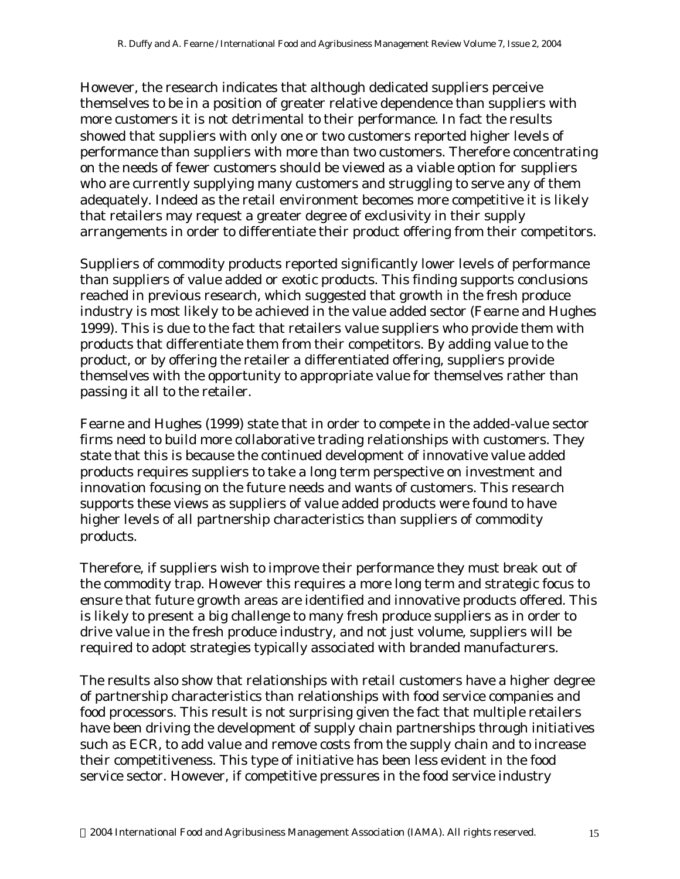However, the research indicates that although dedicated suppliers perceive themselves to be in a position of greater relative dependence than suppliers with more customers it is not detrimental to their performance. In fact the results showed that suppliers with only one or two customers reported higher levels of performance than suppliers with more than two customers. Therefore concentrating on the needs of fewer customers should be viewed as a viable option for suppliers who are currently supplying many customers and struggling to serve any of them adequately. Indeed as the retail environment becomes more competitive it is likely that retailers may request a greater degree of exclusivity in their supply arrangements in order to differentiate their product offering from their competitors.

Suppliers of commodity products reported significantly lower levels of performance than suppliers of value added or exotic products. This finding supports conclusions reached in previous research, which suggested that growth in the fresh produce industry is most likely to be achieved in the value added sector (Fearne and Hughes 1999). This is due to the fact that retailers value suppliers who provide them with products that differentiate them from their competitors. By adding value to the product, or by offering the retailer a differentiated offering, suppliers provide themselves with the opportunity to appropriate value for themselves rather than passing it all to the retailer.

Fearne and Hughes (1999) state that in order to compete in the added-value sector firms need to build more collaborative trading relationships with customers. They state that this is because the continued development of innovative value added products requires suppliers to take a long term perspective on investment and innovation focusing on the future needs and wants of customers. This research supports these views as suppliers of value added products were found to have higher levels of all partnership characteristics than suppliers of commodity products.

Therefore, if suppliers wish to improve their performance they must break out of the commodity trap. However this requires a more long term and strategic focus to ensure that future growth areas are identified and innovative products offered. This is likely to present a big challenge to many fresh produce suppliers as in order to drive value in the fresh produce industry, and not just volume, suppliers will be required to adopt strategies typically associated with branded manufacturers.

The results also show that relationships with retail customers have a higher degree of partnership characteristics than relationships with food service companies and food processors. This result is not surprising given the fact that multiple retailers have been driving the development of supply chain partnerships through initiatives such as ECR, to add value and remove costs from the supply chain and to increase their competitiveness. This type of initiative has been less evident in the food service sector. However, if competitive pressures in the food service industry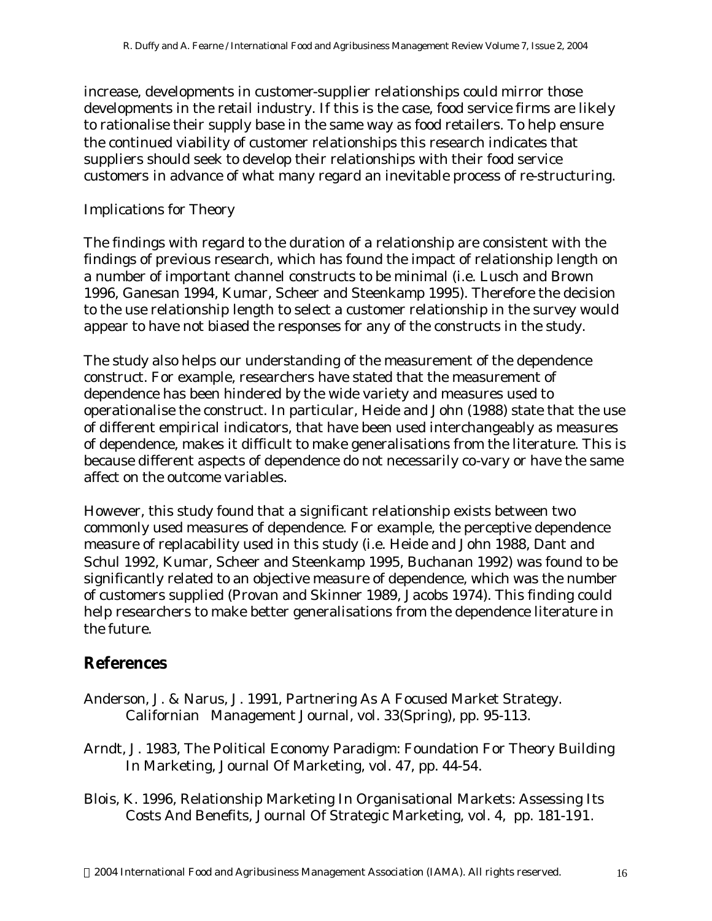increase, developments in customer-supplier relationships could mirror those developments in the retail industry. If this is the case, food service firms are likely to rationalise their supply base in the same way as food retailers. To help ensure the continued viability of customer relationships this research indicates that suppliers should seek to develop their relationships with their food service customers in advance of what many regard an inevitable process of re-structuring.

*Implications for Theory*

The findings with regard to the duration of a relationship are consistent with the findings of previous research, which has found the impact of relationship length on a number of important channel constructs to be minimal (i.e. Lusch and Brown 1996, Ganesan 1994, Kumar, Scheer and Steenkamp 1995). Therefore the decision to the use relationship length to select a customer relationship in the survey would appear to have not biased the responses for any of the constructs in the study.

The study also helps our understanding of the measurement of the dependence construct. For example, researchers have stated that the measurement of dependence has been hindered by the wide variety and measures used to operationalise the construct. In particular, Heide and John (1988) state that the use of different empirical indicators, that have been used interchangeably as measures of dependence, makes it difficult to make generalisations from the literature. This is because different aspects of dependence do not necessarily co-vary or have the same affect on the outcome variables.

However, this study found that a significant relationship exists between two commonly used measures of dependence. For example, the perceptive dependence measure of replacability used in this study (i.e. Heide and John 1988, Dant and Schul 1992, Kumar, Scheer and Steenkamp 1995, Buchanan 1992) was found to be significantly related to an objective measure of dependence, which was the number of customers supplied (Provan and Skinner 1989, Jacobs 1974). This finding could help researchers to make better generalisations from the dependence literature in the future.

## References

Anderson, J. & Narus, J. 1991, Partnering As A Focused Market Strategy. Californian Management Journal, vol. 33(Spring), pp. 95-113.

Arndt, J. 1983, The Political Economy Paradigm: Foundation For Theory Building In Marketing, Journal Of Marketing, vol. 47, pp. 44-54.

Blois, K. 1996, Relationship Marketing In Organisational Markets: Assessing Its Costs And Benefits, Journal Of Strategic Marketing, vol. 4, pp. 181-191.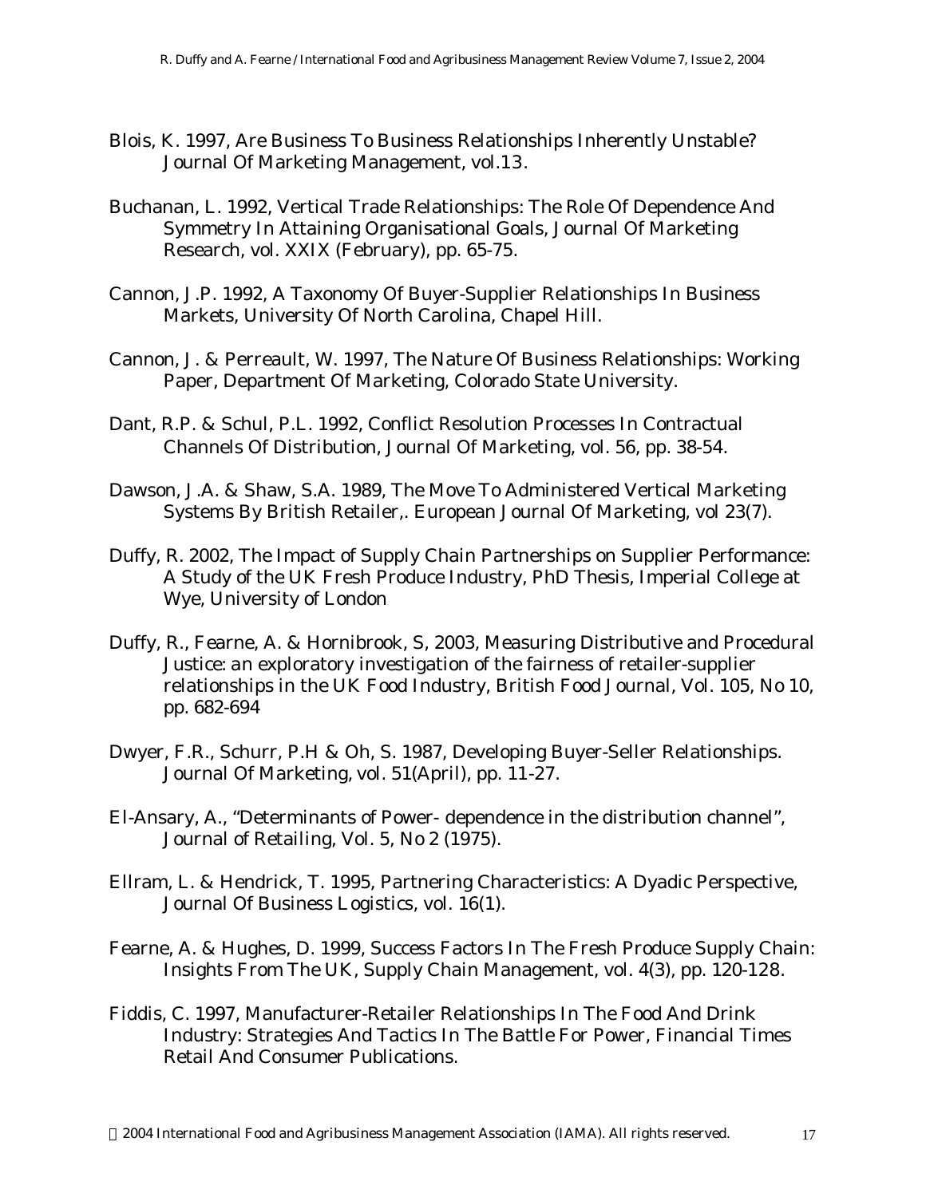Blois, K. 1997, Are Business To Business Relationships Inherently Unstable? Journal Of Marketing Management, vol.13.

Buchanan, L. 1992, Vertical Trade Relationships: The Role Of Dependence And Symmetry In Attaining Organisational Goals, Journal Of Marketing Research, vol. XXIX (February), pp. 65-75.

Cannon, J.P. 1992, A Taxonomy Of Buyer-Supplier Relationships In Business Markets, University Of North Carolina, Chapel Hill.

Cannon, J. & Perreault, W. 1997, The Nature Of Business Relationships: Working Paper, Department Of Marketing, Colorado State University.

Dant, R.P. & Schul, P.L. 1992, Conflict Resolution Processes In Contractual Channels Of Distribution, Journal Of Marketing, vol. 56, pp. 38-54.

Dawson, J.A. & Shaw, S.A. 1989, The Move To Administered Vertical Marketing Systems By British Retailer,. European Journal Of Marketing, vol 23(7).

Duffy, R. 2002, The Impact of Supply Chain Partnerships on Supplier Performance: A Study of the UK Fresh Produce Industry, PhD Thesis, Imperial College at Wye, University of London

Duffy, R., Fearne, A. & Hornibrook, S, 2003, Measuring Distributive and Procedural Justice: an exploratory investigation of the fairness of retailer-supplier relationships in the UK Food Industry, British Food Journal, Vol. 105, No 10, pp. 682-694

Dwyer, F.R., Schurr, P.H & Oh, S. 1987, Developing Buyer-Seller Relationships. Journal Of Marketing, vol. 51(April), pp. 11-27.

El-Ansary, A., "Determinants of Power- dependence in the distribution channel", Journal of Retailing, Vol. 5, No 2 (1975).

Ellram, L. & Hendrick, T. 1995, Partnering Characteristics: A Dyadic Perspective, Journal Of Business Logistics, vol. 16(1).

Fearne, A. & Hughes, D. 1999, Success Factors In The Fresh Produce Supply Chain: Insights From The UK, Supply Chain Management, vol. 4(3), pp. 120-128.

Fiddis, C. 1997, Manufacturer-Retailer Relationships In The Food And Drink Industry: Strategies And Tactics In The Battle For Power, Financial Times Retail And Consumer Publications.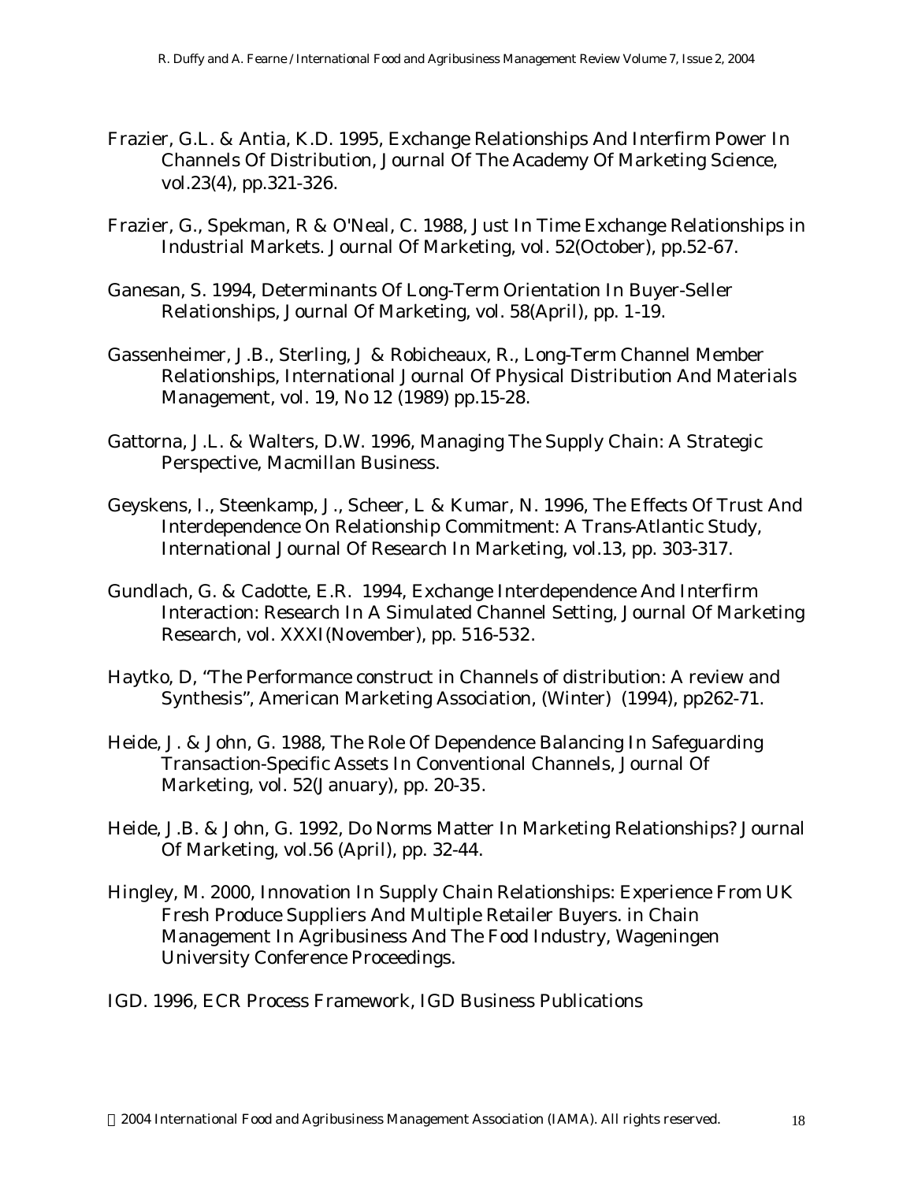Frazier, G.L. & Antia, K.D. 1995, Exchange Relationships And Interfirm Power In Channels Of Distribution, Journal Of The Academy Of Marketing Science, vol.23(4), pp.321-326.

Frazier, G., Spekman, R & O'Neal, C. 1988, Just In Time Exchange Relationships in Industrial Markets. Journal Of Marketing, vol. 52(October), pp.52-67.

Ganesan, S. 1994, Determinants Of Long-Term Orientation In Buyer-Seller Relationships, Journal Of Marketing, vol. 58(April), pp. 1-19.

Gassenheimer, J.B., Sterling, J & Robicheaux, R., Long-Term Channel Member Relationships, International Journal Of Physical Distribution And Materials Management, vol. 19, No 12 (1989) pp.15-28.

Gattorna, J.L. & Walters, D.W. 1996, Managing The Supply Chain: A Strategic Perspective, Macmillan Business.

Geyskens, I., Steenkamp, J., Scheer, L & Kumar, N. 1996, The Effects Of Trust And Interdependence On Relationship Commitment: A Trans-Atlantic Study, International Journal Of Research In Marketing, vol.13, pp. 303-317.

Gundlach, G. & Cadotte, E.R. 1994, Exchange Interdependence And Interfirm Interaction: Research In A Simulated Channel Setting, Journal Of Marketing Research, vol. XXXI(November), pp. 516-532.

Haytko, D, "The Performance construct in Channels of distribution: A review and Synthesis", American Marketing Association, (Winter) (1994), pp262-71.

Heide, J. & John, G. 1988, The Role Of Dependence Balancing In Safeguarding Transaction-Specific Assets In Conventional Channels, Journal Of Marketing, vol. 52(January), pp. 20-35.

Heide, J.B. & John, G. 1992, Do Norms Matter In Marketing Relationships? Journal Of Marketing, vol.56 (April), pp. 32-44.

Hingley, M. 2000, Innovation In Supply Chain Relationships: Experience From UK Fresh Produce Suppliers And Multiple Retailer Buyers. in Chain Management In Agribusiness And The Food Industry, Wageningen University Conference Proceedings.

IGD. 1996, ECR Process Framework, IGD Business Publications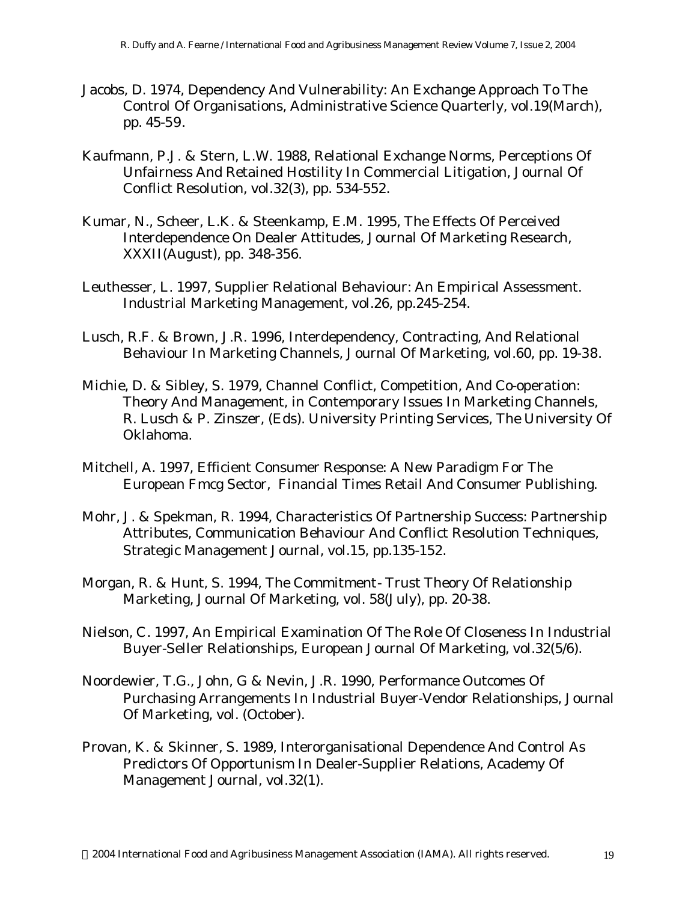Jacobs, D. 1974, Dependency And Vulnerability: An Exchange Approach To The Control Of Organisations, Administrative Science Quarterly, vol.19(March), pp. 45-59.

Kaufmann, P.J. & Stern, L.W. 1988, Relational Exchange Norms, Perceptions Of Unfairness And Retained Hostility In Commercial Litigation, Journal Of Conflict Resolution, vol.32(3), pp. 534-552.

Kumar, N., Scheer, L.K. & Steenkamp, E.M. 1995, The Effects Of Perceived Interdependence On Dealer Attitudes, Journal Of Marketing Research, XXXII(August), pp. 348-356.

Leuthesser, L. 1997, Supplier Relational Behaviour: An Empirical Assessment. Industrial Marketing Management, vol.26, pp.245-254.

Lusch, R.F. & Brown, J.R. 1996, Interdependency, Contracting, And Relational Behaviour In Marketing Channels, Journal Of Marketing, vol.60, pp. 19-38.

Michie, D. & Sibley, S. 1979, Channel Conflict, Competition, And Co-operation: Theory And Management, in Contemporary Issues In Marketing Channels, R. Lusch & P. Zinszer, (Eds). University Printing Services, The University Of Oklahoma.

Mitchell, A. 1997, Efficient Consumer Response: A New Paradigm For The European Fmcg Sector, Financial Times Retail And Consumer Publishing.

Mohr, J. & Spekman, R. 1994, Characteristics Of Partnership Success: Partnership Attributes, Communication Behaviour And Conflict Resolution Techniques, Strategic Management Journal, vol.15, pp.135-152.

Morgan, R. & Hunt, S. 1994, The Commitment- Trust Theory Of Relationship Marketing, Journal Of Marketing, vol. 58(July), pp. 20-38.

Nielson, C. 1997, An Empirical Examination Of The Role Of Closeness In Industrial Buyer-Seller Relationships, European Journal Of Marketing, vol.32(5/6).

Noordewier, T.G., John, G & Nevin, J.R. 1990, Performance Outcomes Of Purchasing Arrangements In Industrial Buyer-Vendor Relationships, Journal Of Marketing, vol. (October).

Provan, K. & Skinner, S. 1989, Interorganisational Dependence And Control As Predictors Of Opportunism In Dealer-Supplier Relations, Academy Of Management Journal, vol.32(1).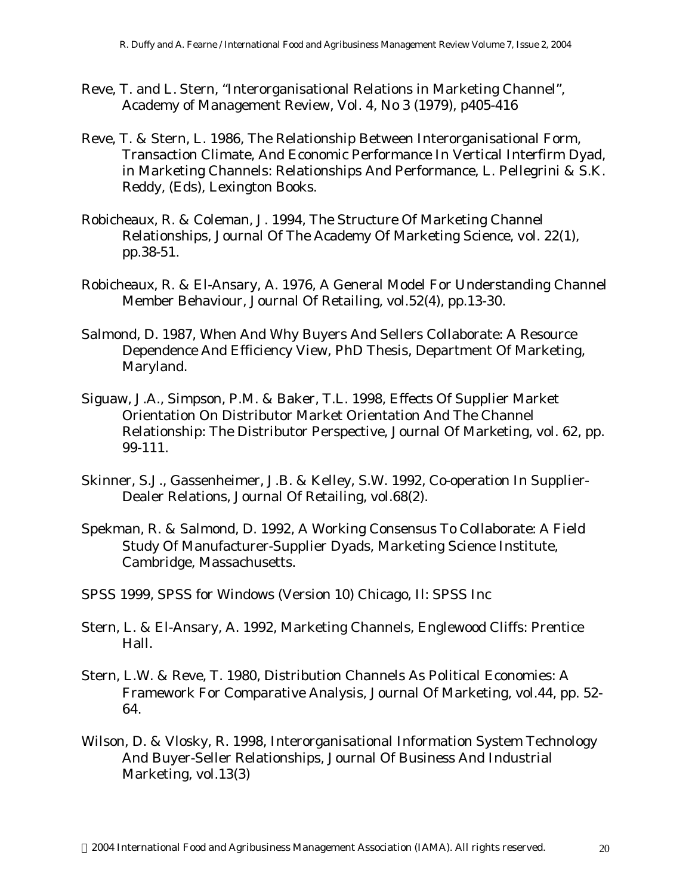Reve, T. and L. Stern, "Interorganisational Relations in Marketing Channel", Academy of Management Review, Vol. 4, No 3 (1979), p405-416

Reve, T. & Stern, L. 1986, The Relationship Between Interorganisational Form, Transaction Climate, And Economic Performance In Vertical Interfirm Dyad, in Marketing Channels: Relationships And Performance, L. Pellegrini & S.K. Reddy, (Eds), Lexington Books.

Robicheaux, R. & Coleman, J. 1994, The Structure Of Marketing Channel Relationships, Journal Of The Academy Of Marketing Science, vol. 22(1), pp.38-51.

Robicheaux, R. & El-Ansary, A. 1976, A General Model For Understanding Channel Member Behaviour, Journal Of Retailing, vol.52(4), pp.13-30.

Salmond, D. 1987, When And Why Buyers And Sellers Collaborate: A Resource Dependence And Efficiency View, PhD Thesis, Department Of Marketing, Maryland.

Siguaw, J.A., Simpson, P.M. & Baker, T.L. 1998, Effects Of Supplier Market Orientation On Distributor Market Orientation And The Channel Relationship: The Distributor Perspective, Journal Of Marketing, vol. 62, pp. 99-111.

Skinner, S.J., Gassenheimer, J.B. & Kelley, S.W. 1992, Co-operation In Supplier-Dealer Relations, Journal Of Retailing, vol.68(2).

Spekman, R. & Salmond, D. 1992, A Working Consensus To Collaborate: A Field Study Of Manufacturer-Supplier Dyads, Marketing Science Institute, Cambridge, Massachusetts.

SPSS 1999, SPSS for Windows (Version 10) Chicago, Il: SPSS Inc

Stern, L. & El-Ansary, A. 1992, Marketing Channels, Englewood Cliffs: Prentice Hall.

Stern, L.W. & Reve, T. 1980, Distribution Channels As Political Economies: A Framework For Comparative Analysis, Journal Of Marketing, vol.44, pp. 52-64.

Wilson, D. & Vlosky, R. 1998, Interorganisational Information System Technology And Buyer-Seller Relationships, Journal Of Business And Industrial Marketing, vol.13(3)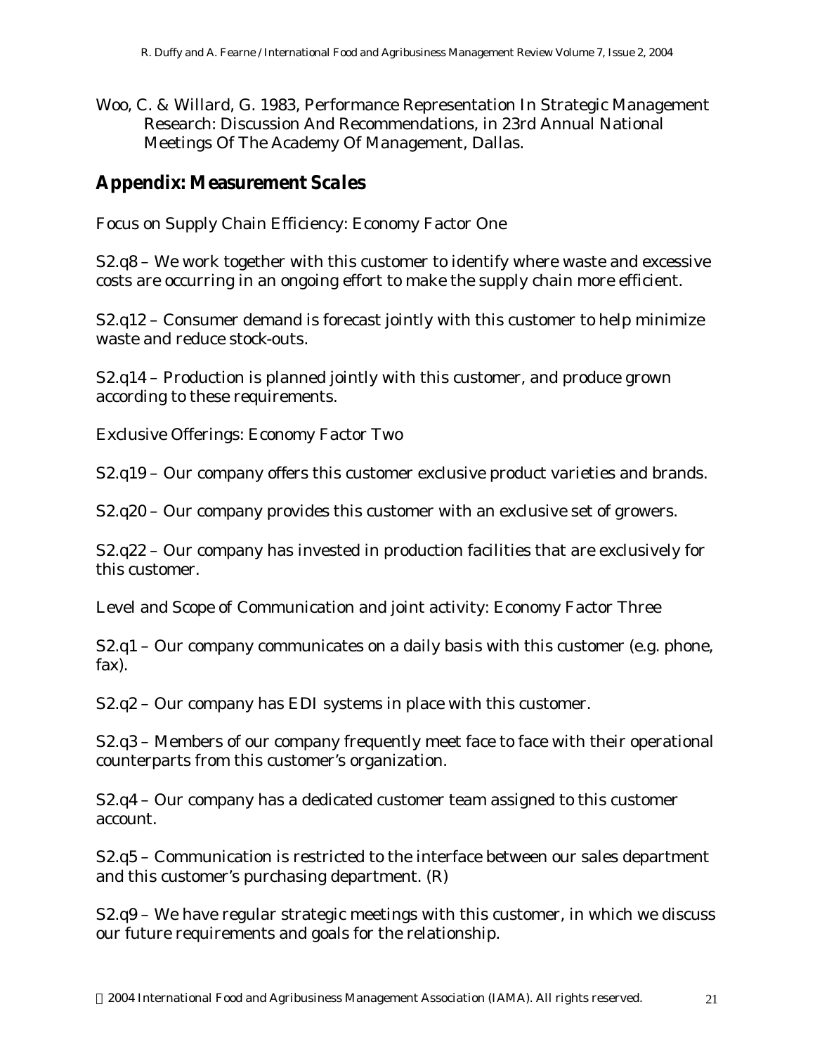Woo, C. & Willard, G. 1983, Performance Representation In Strategic Management Research: Discussion And Recommendations, in 23rd Annual National Meetings Of The Academy Of Management, Dallas.

## Appendix: Measurement Scales

Focus on Supply Chain Efficiency: Economy Factor One

S2.q8 – We work together with this customer to identify where waste and excessive costs are occurring in an ongoing effort to make the supply chain more efficient.

S2.q12 – Consumer demand is forecast jointly with this customer to help minimize waste and reduce stock-outs.

S2.q14 – Production is planned jointly with this customer, and produce grown according to these requirements.

Exclusive Offerings: Economy Factor Two

S2.q19 – Our company offers this customer exclusive product varieties and brands.

S2.q20 – Our company provides this customer with an exclusive set of growers.

S2.q22 – Our company has invested in production facilities that are exclusively for this customer.

Level and Scope of Communication and joint activity: Economy Factor Three

S2.q1 – Our company communicates on a daily basis with this customer (e.g. phone, fax).

S2.q2 – Our company has EDI systems in place with this customer.

S2.q3 – Members of our company frequently meet face to face with their operational counterparts from this customer's organization.

S2.q4 – Our company has a dedicated customer team assigned to this customer account.

S2.q5 – Communication is restricted to the interface between our sales department and this customer's purchasing department. (R)

S2.q9 – We have regular strategic meetings with this customer, in which we discuss our future requirements and goals for the relationship.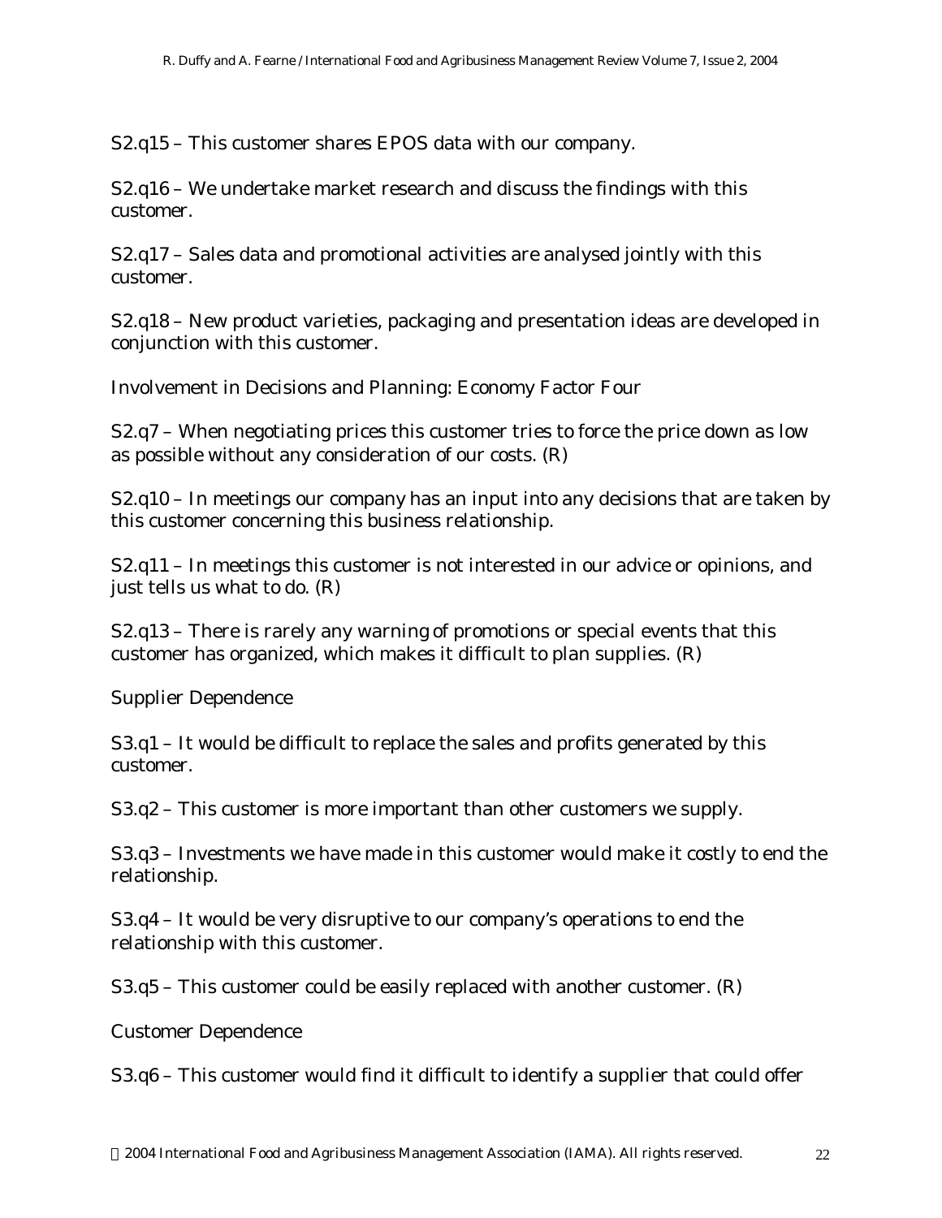S2.q15 – This customer shares EPOS data with our company.

S2.q16 – We undertake market research and discuss the findings with this customer.

S2.q17 – Sales data and promotional activities are analysed jointly with this customer.

S2.q18 – New product varieties, packaging and presentation ideas are developed in conjunction with this customer.

Involvement in Decisions and Planning: Economy Factor Four

S2.q7 – When negotiating prices this customer tries to force the price down as low as possible without any consideration of our costs. (R)

S2.q10 – In meetings our company has an input into any decisions that are taken by this customer concerning this business relationship.

S2.q11 – In meetings this customer is not interested in our advice or opinions, and just tells us what to do. (R)

S2.q13 – There is rarely any warning of promotions or special events that this customer has organized, which makes it difficult to plan supplies. (R)

Supplier Dependence

S3.q1 – It would be difficult to replace the sales and profits generated by this customer.

S3.q2 – This customer is more important than other customers we supply.

S3.q3 – Investments we have made in this customer would make it costly to end the relationship.

S3.q4 – It would be very disruptive to our company's operations to end the relationship with this customer.

S3.q5 – This customer could be easily replaced with another customer. (R)

Customer Dependence

S3.q6 – This customer would find it difficult to identify a supplier that could offer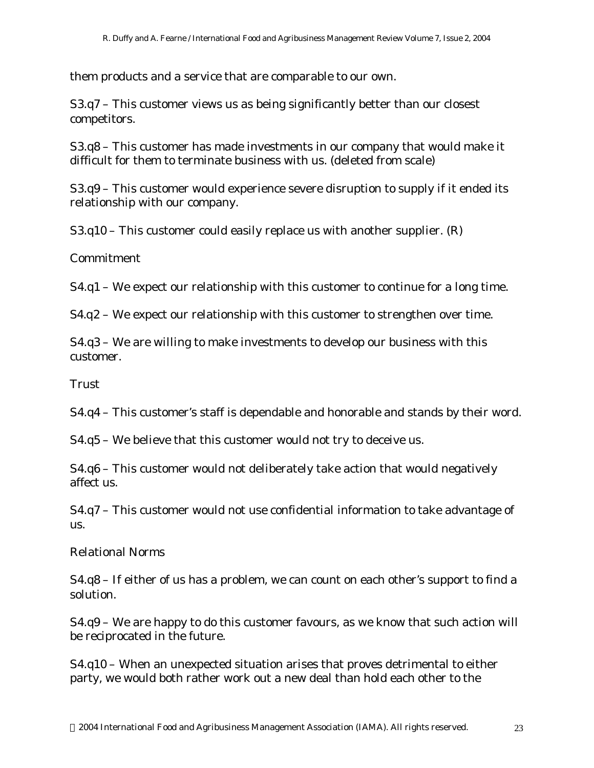them products and a service that are comparable to our own.

S3.q7 – This customer views us as being significantly better than our closest competitors.

S3.q8 – This customer has made investments in our company that would make it difficult for them to terminate business with us. (deleted from scale)

S3.q9 – This customer would experience severe disruption to supply if it ended its relationship with our company.

S3.q10 – This customer could easily replace us with another supplier. (R)

Commitment

S4.q1 – We expect our relationship with this customer to continue for a long time.

S4.q2 – We expect our relationship with this customer to strengthen over time.

S4.q3 – We are willing to make investments to develop our business with this customer.

Trust

S4.q4 – This customer's staff is dependable and honorable and stands by their word.

S4.q5 – We believe that this customer would not try to deceive us.

S4.q6 – This customer would not deliberately take action that would negatively affect us.

S4.q7 – This customer would not use confidential information to take advantage of us.

Relational Norms

S4.q8 – If either of us has a problem, we can count on each other's support to find a solution.

S4.q9 – We are happy to do this customer favours, as we know that such action will be reciprocated in the future.

S4.q10 – When an unexpected situation arises that proves detrimental to either party, we would both rather work out a new deal than hold each other to the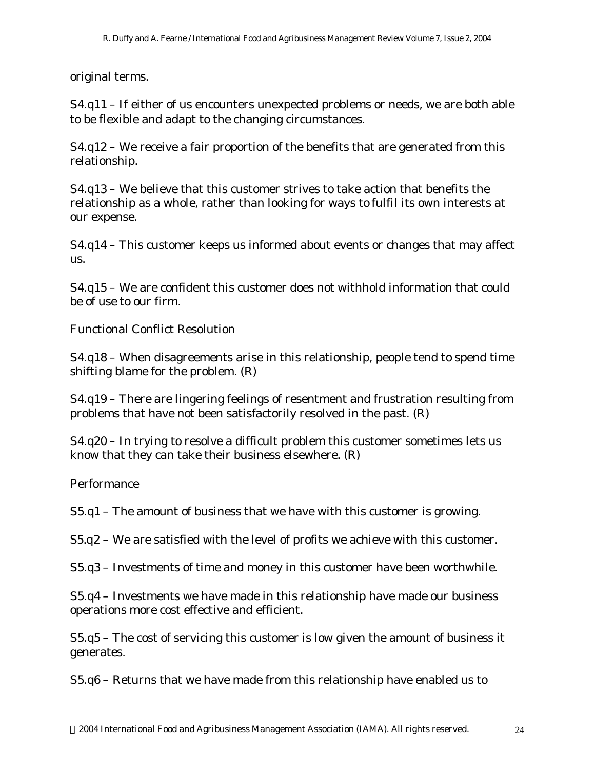original terms.

S4.q11 – If either of us encounters unexpected problems or needs, we are both able to be flexible and adapt to the changing circumstances.

S4.q12 – We receive a fair proportion of the benefits that are generated from this relationship.

S4.q13 – We believe that this customer strives to take action that benefits the relationship as a whole, rather than looking for ways to fulfil its own interests at our expense.

S4.q14 – This customer keeps us informed about events or changes that may affect us.

S4.q15 – We are confident this customer does not withhold information that could be of use to our firm.

Functional Conflict Resolution

S4.q18 – When disagreements arise in this relationship, people tend to spend time shifting blame for the problem. (R)

S4.q19 – There are lingering feelings of resentment and frustration resulting from problems that have not been satisfactorily resolved in the past. (R)

S4.q20 – In trying to resolve a difficult problem this customer sometimes lets us know that they can take their business elsewhere. (R)

Performance

S5.q1 – The amount of business that we have with this customer is growing.

S5.q2 – We are satisfied with the level of profits we achieve with this customer.

S5.q3 – Investments of time and money in this customer have been worthwhile.

S5.q4 – Investments we have made in this relationship have made our business operations more cost effective and efficient.

S5.q5 – The cost of servicing this customer is low given the amount of business it generates.

S5.q6 – Returns that we have made from this relationship have enabled us to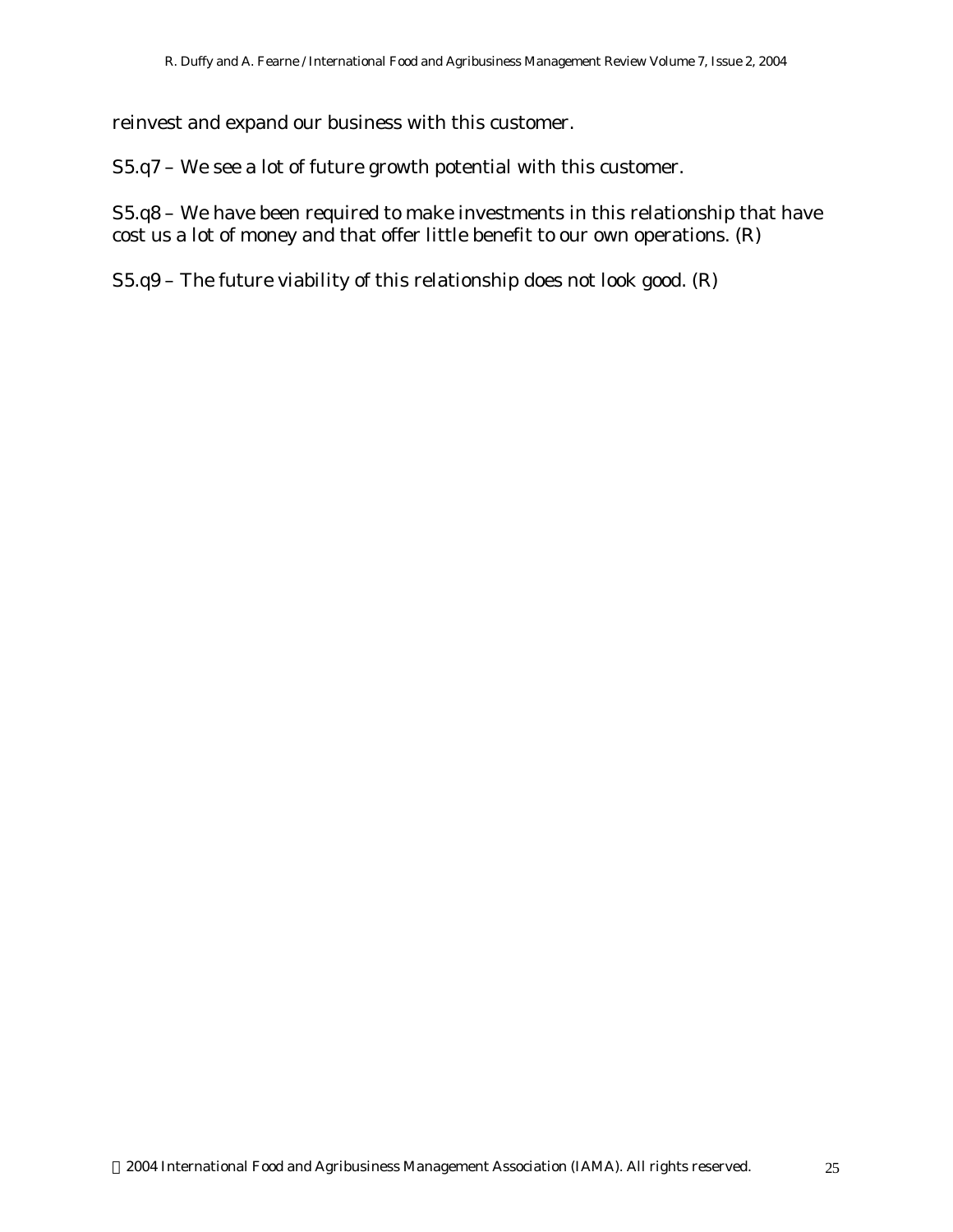reinvest and expand our business with this customer.

S5.q7 – We see a lot of future growth potential with this customer.

S5.q8 – We have been required to make investments in this relationship that have cost us a lot of money and that offer little benefit to our own operations. (R)

S5.q9 – The future viability of this relationship does not look good. (R)